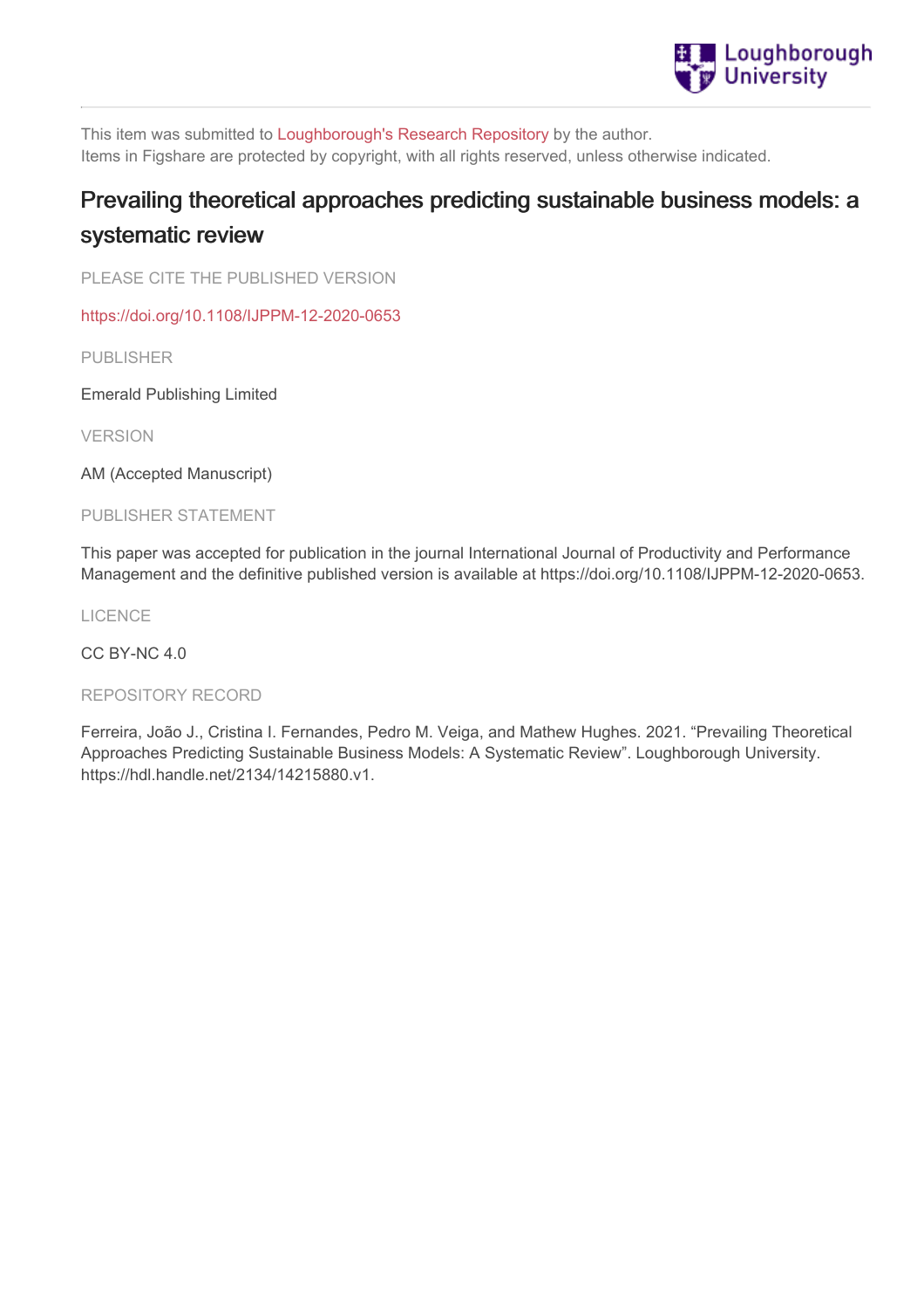This item was submitted to Loughborough's Research Repository by the author.
Items in Figshare are protected by copyright, with all rights reserved, unless otherwise indicated.

# Prevailing theoretical approaches predicting sustainable business models: a systematic review

PLEASE CITE THE PUBLISHED VERSION

https://doi.org/10.1108/IJPPM-12-2020-0653

PUBLISHER

Emerald Publishing Limited

VERSION

AM (Accepted Manuscript)

PUBLISHER STATEMENT

This paper was accepted for publication in the journal International Journal of Productivity and Performance Management and the definitive published version is available at https://doi.org/10.1108/IJPPM-12-2020-0653.

LICENCE

CC BY-NC 4.0

REPOSITORY RECORD

Ferreira, João J., Cristina I. Fernandes, Pedro M. Veiga, and Mathew Hughes. 2021. "Prevailing Theoretical Approaches Predicting Sustainable Business Models: A Systematic Review". Loughborough University. https://hdl.handle.net/2134/14215880.v1.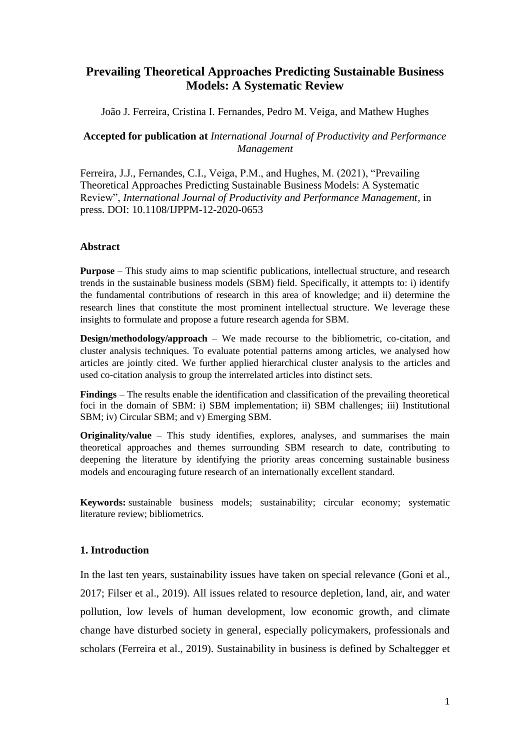# Prevailing Theoretical Approaches Predicting Sustainable Business Models: A Systematic Review

João J. Ferreira, Cristina I. Fernandes, Pedro M. Veiga, and Mathew Hughes

**Accepted for publication at** *International Journal of Productivity and Performance Management*

Ferreira, J.J., Fernandes, C.I., Veiga, P.M., and Hughes, M. (2021), "Prevailing Theoretical Approaches Predicting Sustainable Business Models: A Systematic Review", *International Journal of Productivity and Performance Management*, in press. DOI: 10.1108/IJPPM-12-2020-0653

### Abstract

**Purpose** – This study aims to map scientific publications, intellectual structure, and research trends in the sustainable business models (SBM) field. Specifically, it attempts to: i) identify the fundamental contributions of research in this area of knowledge; and ii) determine the research lines that constitute the most prominent intellectual structure. We leverage these insights to formulate and propose a future research agenda for SBM.

**Design/methodology/approach** – We made recourse to the bibliometric, co-citation, and cluster analysis techniques. To evaluate potential patterns among articles, we analysed how articles are jointly cited. We further applied hierarchical cluster analysis to the articles and used co-citation analysis to group the interrelated articles into distinct sets.

**Findings** – The results enable the identification and classification of the prevailing theoretical foci in the domain of SBM: i) SBM implementation; ii) SBM challenges; iii) Institutional SBM; iv) Circular SBM; and v) Emerging SBM.

**Originality/value** – This study identifies, explores, analyses, and summarises the main theoretical approaches and themes surrounding SBM research to date, contributing to deepening the literature by identifying the priority areas concerning sustainable business models and encouraging future research of an internationally excellent standard.

**Keywords:** sustainable business models; sustainability; circular economy; systematic literature review; bibliometrics.

### 1. Introduction

In the last ten years, sustainability issues have taken on special relevance (Goni et al., 2017; Filser et al., 2019). All issues related to resource depletion, land, air, and water pollution, low levels of human development, low economic growth, and climate change have disturbed society in general, especially policymakers, professionals and scholars (Ferreira et al., 2019). Sustainability in business is defined by Schaltegger et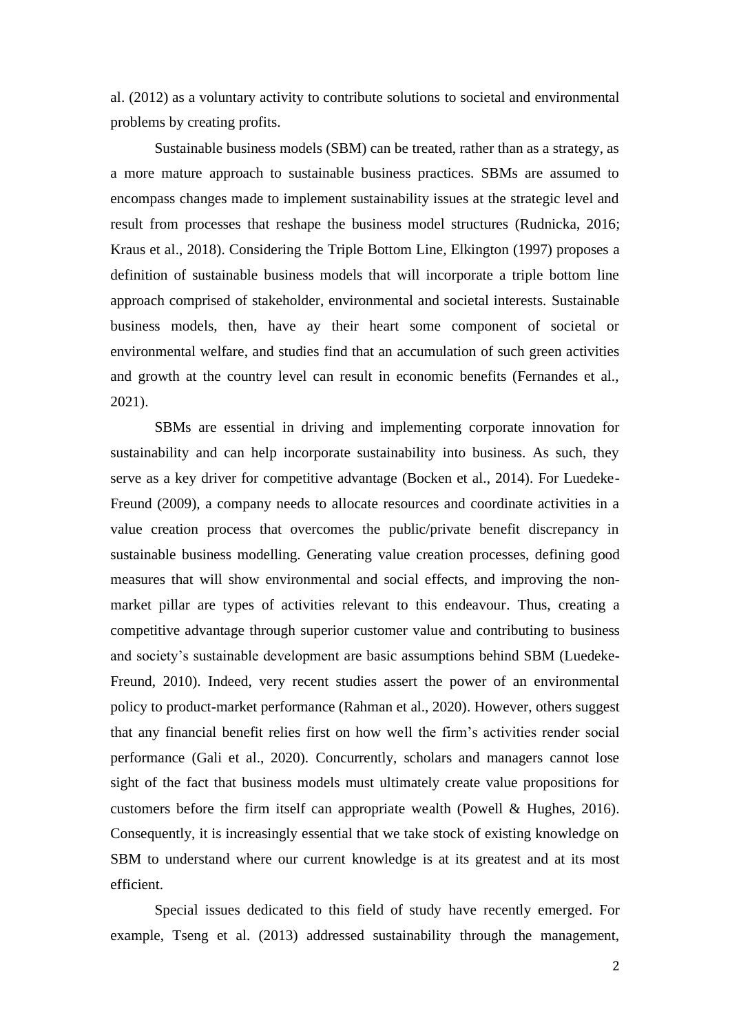al. (2012) as a voluntary activity to contribute solutions to societal and environmental problems by creating profits.

Sustainable business models (SBM) can be treated, rather than as a strategy, as a more mature approach to sustainable business practices. SBMs are assumed to encompass changes made to implement sustainability issues at the strategic level and result from processes that reshape the business model structures (Rudnicka, 2016; Kraus et al., 2018). Considering the Triple Bottom Line, Elkington (1997) proposes a definition of sustainable business models that will incorporate a triple bottom line approach comprised of stakeholder, environmental and societal interests. Sustainable business models, then, have ay their heart some component of societal or environmental welfare, and studies find that an accumulation of such green activities and growth at the country level can result in economic benefits (Fernandes et al., 2021).

SBMs are essential in driving and implementing corporate innovation for sustainability and can help incorporate sustainability into business. As such, they serve as a key driver for competitive advantage (Bocken et al., 2014). For Luedeke-Freund (2009), a company needs to allocate resources and coordinate activities in a value creation process that overcomes the public/private benefit discrepancy in sustainable business modelling. Generating value creation processes, defining good measures that will show environmental and social effects, and improving the non-market pillar are types of activities relevant to this endeavour. Thus, creating a competitive advantage through superior customer value and contributing to business and society's sustainable development are basic assumptions behind SBM (Luedeke-Freund, 2010). Indeed, very recent studies assert the power of an environmental policy to product-market performance (Rahman et al., 2020). However, others suggest that any financial benefit relies first on how well the firm's activities render social performance (Gali et al., 2020). Concurrently, scholars and managers cannot lose sight of the fact that business models must ultimately create value propositions for customers before the firm itself can appropriate wealth (Powell & Hughes, 2016). Consequently, it is increasingly essential that we take stock of existing knowledge on SBM to understand where our current knowledge is at its greatest and at its most efficient.

Special issues dedicated to this field of study have recently emerged. For example, Tseng et al. (2013) addressed sustainability through the management,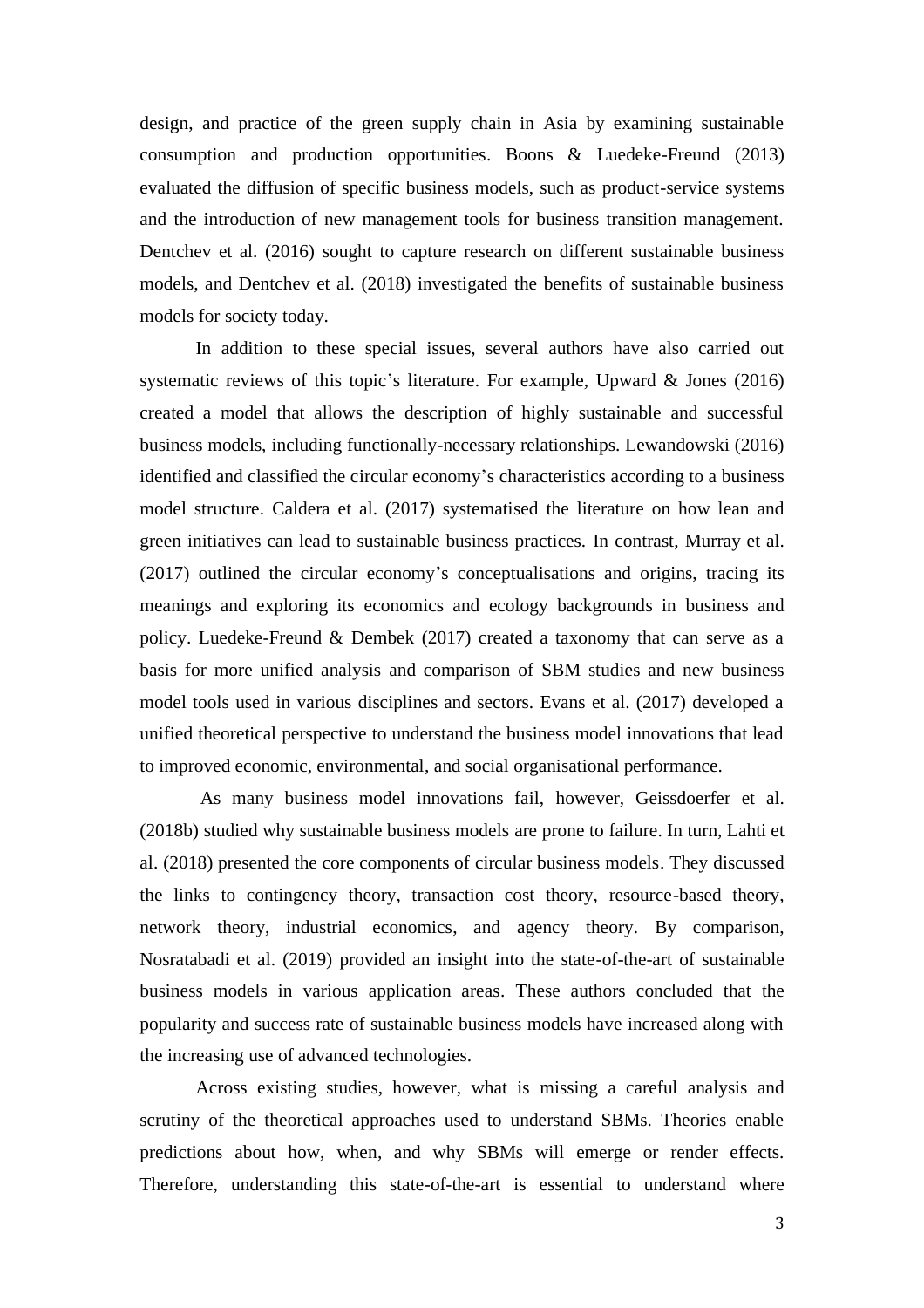design, and practice of the green supply chain in Asia by examining sustainable consumption and production opportunities. Boons & Luedeke-Freund (2013) evaluated the diffusion of specific business models, such as product-service systems and the introduction of new management tools for business transition management. Dentchev et al. (2016) sought to capture research on different sustainable business models, and Dentchev et al. (2018) investigated the benefits of sustainable business models for society today.

In addition to these special issues, several authors have also carried out systematic reviews of this topic's literature. For example, Upward & Jones (2016) created a model that allows the description of highly sustainable and successful business models, including functionally-necessary relationships. Lewandowski (2016) identified and classified the circular economy's characteristics according to a business model structure. Caldera et al. (2017) systematised the literature on how lean and green initiatives can lead to sustainable business practices. In contrast, Murray et al. (2017) outlined the circular economy's conceptualisations and origins, tracing its meanings and exploring its economics and ecology backgrounds in business and policy. Luedeke-Freund & Dembek (2017) created a taxonomy that can serve as a basis for more unified analysis and comparison of SBM studies and new business model tools used in various disciplines and sectors. Evans et al. (2017) developed a unified theoretical perspective to understand the business model innovations that lead to improved economic, environmental, and social organisational performance.

As many business model innovations fail, however, Geissdoerfer et al. (2018b) studied why sustainable business models are prone to failure. In turn, Lahti et al. (2018) presented the core components of circular business models. They discussed the links to contingency theory, transaction cost theory, resource-based theory, network theory, industrial economics, and agency theory. By comparison, Nosratabadi et al. (2019) provided an insight into the state-of-the-art of sustainable business models in various application areas. These authors concluded that the popularity and success rate of sustainable business models have increased along with the increasing use of advanced technologies.

Across existing studies, however, what is missing a careful analysis and scrutiny of the theoretical approaches used to understand SBMs. Theories enable predictions about how, when, and why SBMs will emerge or render effects. Therefore, understanding this state-of-the-art is essential to understand where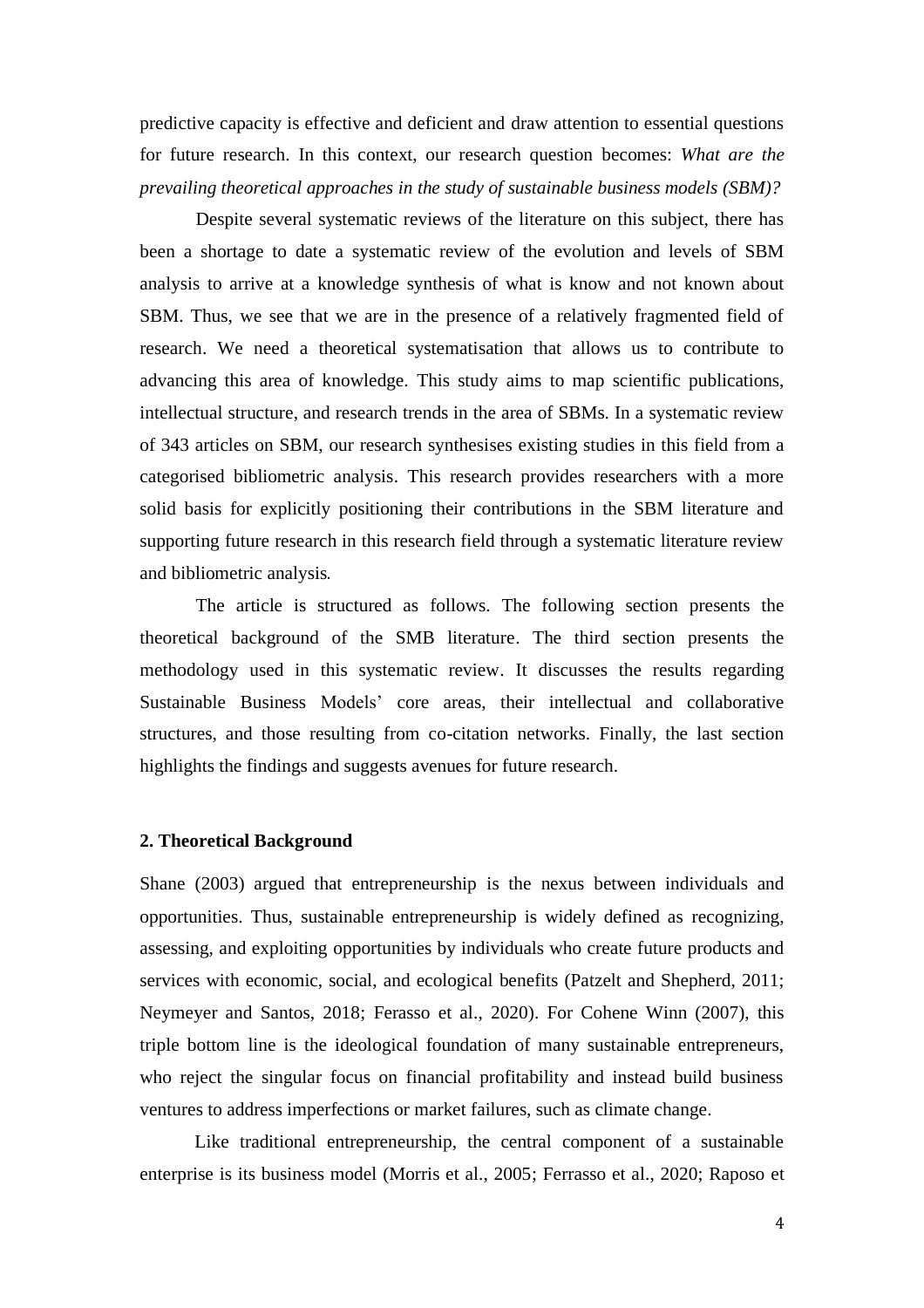predictive capacity is effective and deficient and draw attention to essential questions for future research. In this context, our research question becomes: *What are the prevailing theoretical approaches in the study of sustainable business models (SBM)?*

Despite several systematic reviews of the literature on this subject, there has been a shortage to date a systematic review of the evolution and levels of SBM analysis to arrive at a knowledge synthesis of what is know and not known about SBM. Thus, we see that we are in the presence of a relatively fragmented field of research. We need a theoretical systematisation that allows us to contribute to advancing this area of knowledge. This study aims to map scientific publications, intellectual structure, and research trends in the area of SBMs. In a systematic review of 343 articles on SBM, our research synthesises existing studies in this field from a categorised bibliometric analysis. This research provides researchers with a more solid basis for explicitly positioning their contributions in the SBM literature and supporting future research in this research field through a systematic literature review and bibliometric analysis.

The article is structured as follows. The following section presents the theoretical background of the SMB literature. The third section presents the methodology used in this systematic review. It discusses the results regarding Sustainable Business Models' core areas, their intellectual and collaborative structures, and those resulting from co-citation networks. Finally, the last section highlights the findings and suggests avenues for future research.

## 2. Theoretical Background

Shane (2003) argued that entrepreneurship is the nexus between individuals and opportunities. Thus, sustainable entrepreneurship is widely defined as recognizing, assessing, and exploiting opportunities by individuals who create future products and services with economic, social, and ecological benefits (Patzelt and Shepherd, 2011; Neymeyer and Santos, 2018; Ferasso et al., 2020). For Cohene Winn (2007), this triple bottom line is the ideological foundation of many sustainable entrepreneurs, who reject the singular focus on financial profitability and instead build business ventures to address imperfections or market failures, such as climate change.

Like traditional entrepreneurship, the central component of a sustainable enterprise is its business model (Morris et al., 2005; Ferrasso et al., 2020; Raposo et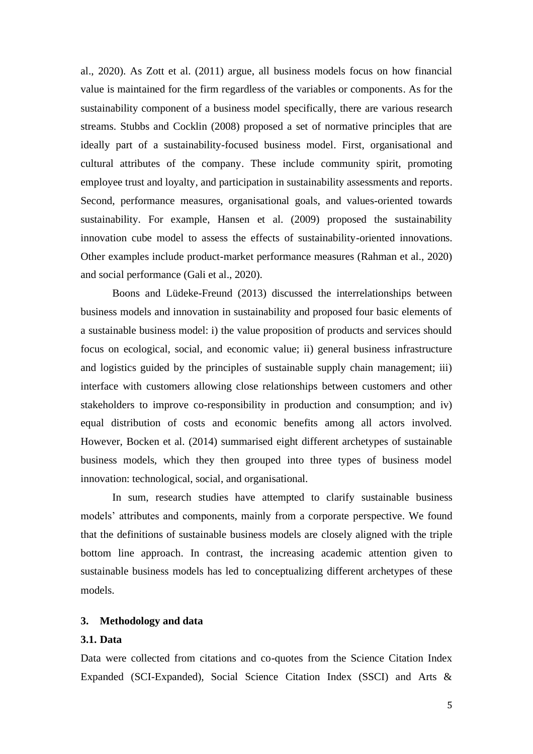al., 2020). As Zott et al. (2011) argue, all business models focus on how financial value is maintained for the firm regardless of the variables or components. As for the sustainability component of a business model specifically, there are various research streams. Stubbs and Cocklin (2008) proposed a set of normative principles that are ideally part of a sustainability-focused business model. First, organisational and cultural attributes of the company. These include community spirit, promoting employee trust and loyalty, and participation in sustainability assessments and reports. Second, performance measures, organisational goals, and values-oriented towards sustainability. For example, Hansen et al. (2009) proposed the sustainability innovation cube model to assess the effects of sustainability-oriented innovations. Other examples include product-market performance measures (Rahman et al., 2020) and social performance (Gali et al., 2020).

Boons and Lüdeke-Freund (2013) discussed the interrelationships between business models and innovation in sustainability and proposed four basic elements of a sustainable business model: i) the value proposition of products and services should focus on ecological, social, and economic value; ii) general business infrastructure and logistics guided by the principles of sustainable supply chain management; iii) interface with customers allowing close relationships between customers and other stakeholders to improve co-responsibility in production and consumption; and iv) equal distribution of costs and economic benefits among all actors involved. However, Bocken et al. (2014) summarised eight different archetypes of sustainable business models, which they then grouped into three types of business model innovation: technological, social, and organisational.

In sum, research studies have attempted to clarify sustainable business models' attributes and components, mainly from a corporate perspective. We found that the definitions of sustainable business models are closely aligned with the triple bottom line approach. In contrast, the increasing academic attention given to sustainable business models has led to conceptualizing different archetypes of these models.

## 3. Methodology and data

### 3.1. Data

Data were collected from citations and co-quotes from the Science Citation Index Expanded (SCI-Expanded), Social Science Citation Index (SSCI) and Arts &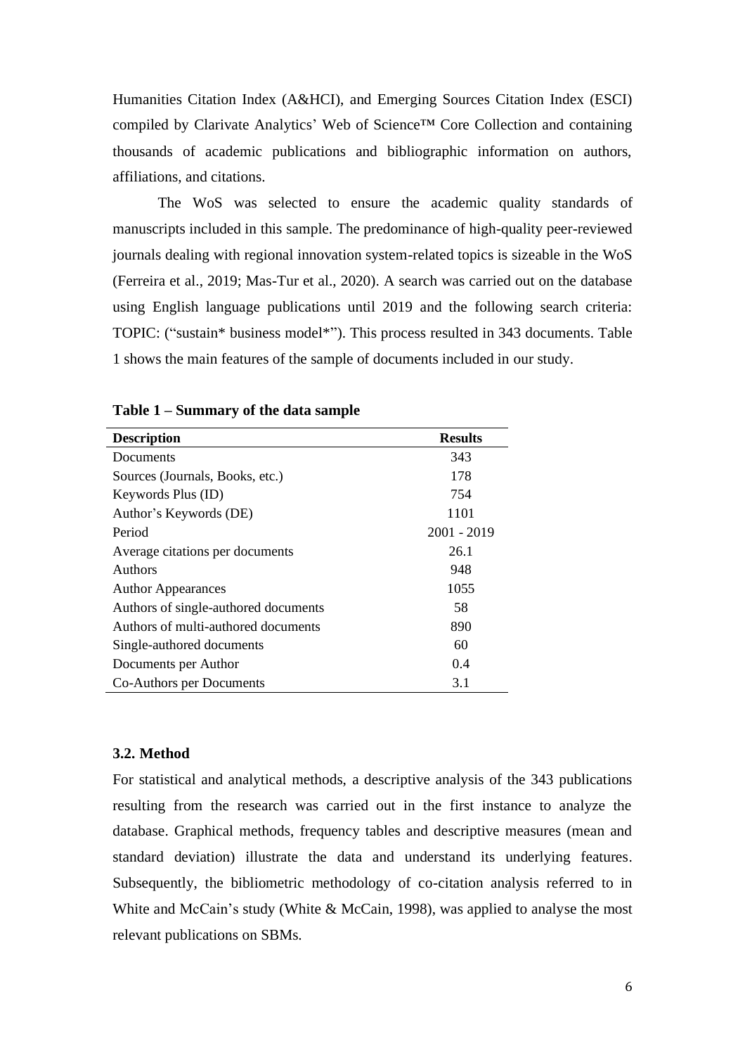Humanities Citation Index (A&HCI), and Emerging Sources Citation Index (ESCI) compiled by Clarivate Analytics' Web of Science™ Core Collection and containing thousands of academic publications and bibliographic information on authors, affiliations, and citations.

The WoS was selected to ensure the academic quality standards of manuscripts included in this sample. The predominance of high-quality peer-reviewed journals dealing with regional innovation system-related topics is sizeable in the WoS (Ferreira et al., 2019; Mas-Tur et al., 2020). A search was carried out on the database using English language publications until 2019 and the following search criteria: TOPIC: ("sustain* business model*"). This process resulted in 343 documents. Table 1 shows the main features of the sample of documents included in our study.

**Table 1 – Summary of the data sample**

| Description | Results |
|---|---|
| Documents | 343 |
| Sources (Journals, Books, etc.) | 178 |
| Keywords Plus (ID) | 754 |
| Author's Keywords (DE) | 1101 |
| Period | 2001 - 2019 |
| Average citations per documents | 26.1 |
| Authors | 948 |
| Author Appearances | 1055 |
| Authors of single-authored documents | 58 |
| Authors of multi-authored documents | 890 |
| Single-authored documents | 60 |
| Documents per Author | 0.4 |
| Co-Authors per Documents | 3.1 |

### 3.2. Method

For statistical and analytical methods, a descriptive analysis of the 343 publications resulting from the research was carried out in the first instance to analyze the database. Graphical methods, frequency tables and descriptive measures (mean and standard deviation) illustrate the data and understand its underlying features. Subsequently, the bibliometric methodology of co-citation analysis referred to in White and McCain's study (White & McCain, 1998), was applied to analyse the most relevant publications on SBMs.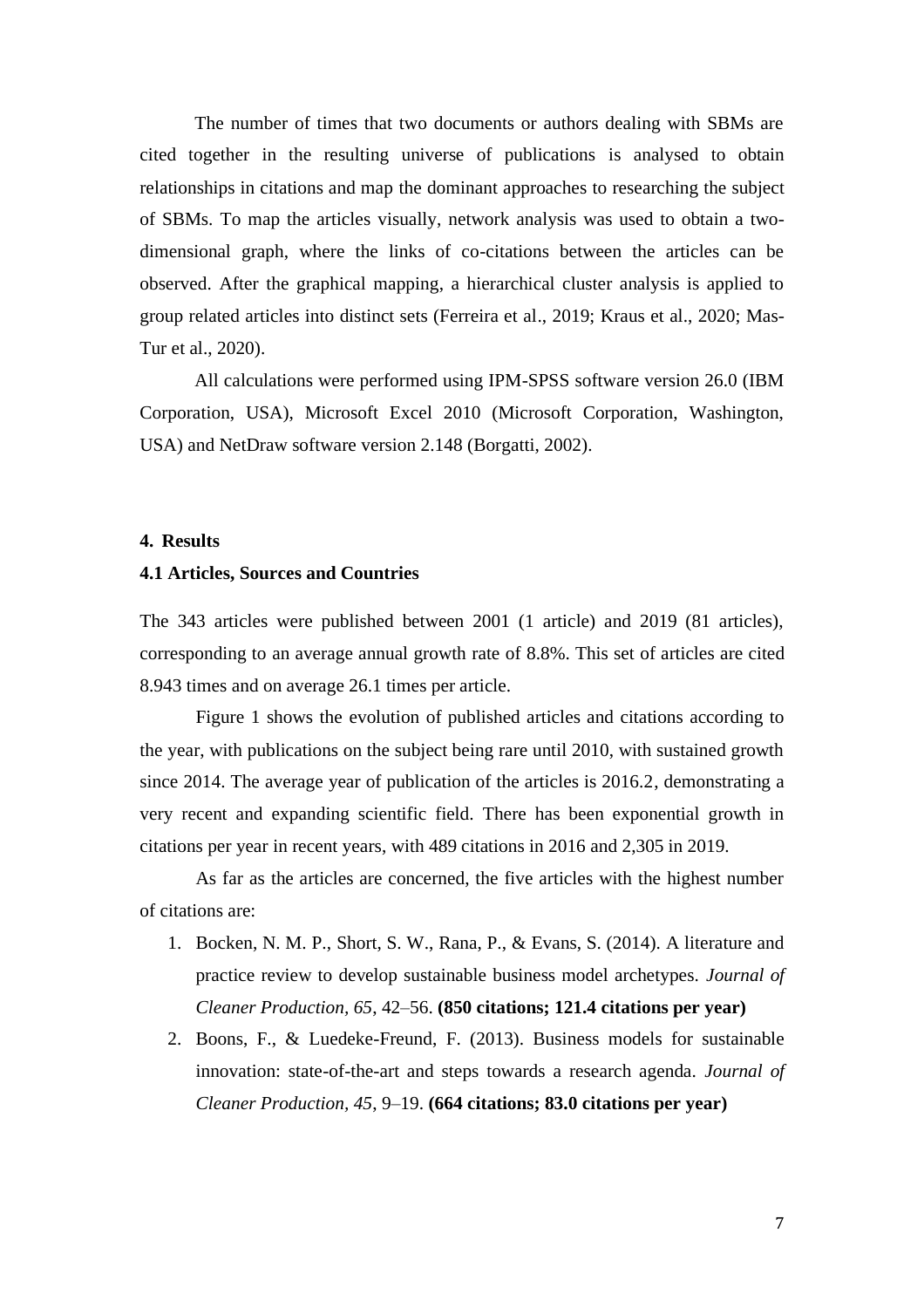The number of times that two documents or authors dealing with SBMs are cited together in the resulting universe of publications is analysed to obtain relationships in citations and map the dominant approaches to researching the subject of SBMs. To map the articles visually, network analysis was used to obtain a two-dimensional graph, where the links of co-citations between the articles can be observed. After the graphical mapping, a hierarchical cluster analysis is applied to group related articles into distinct sets (Ferreira et al., 2019; Kraus et al., 2020; Mas-Tur et al., 2020).

All calculations were performed using IPM-SPSS software version 26.0 (IBM Corporation, USA), Microsoft Excel 2010 (Microsoft Corporation, Washington, USA) and NetDraw software version 2.148 (Borgatti, 2002).

## 4. Results

### 4.1 Articles, Sources and Countries

The 343 articles were published between 2001 (1 article) and 2019 (81 articles), corresponding to an average annual growth rate of 8.8%. This set of articles are cited 8.943 times and on average 26.1 times per article.

Figure 1 shows the evolution of published articles and citations according to the year, with publications on the subject being rare until 2010, with sustained growth since 2014. The average year of publication of the articles is 2016.2, demonstrating a very recent and expanding scientific field. There has been exponential growth in citations per year in recent years, with 489 citations in 2016 and 2,305 in 2019.

As far as the articles are concerned, the five articles with the highest number of citations are:

1. Bocken, N. M. P., Short, S. W., Rana, P., & Evans, S. (2014). A literature and practice review to develop sustainable business model archetypes. *Journal of Cleaner Production, 65*, 42–56. **(850 citations; 121.4 citations per year)**
2. Boons, F., & Luedeke-Freund, F. (2013). Business models for sustainable innovation: state-of-the-art and steps towards a research agenda. *Journal of Cleaner Production, 45*, 9–19. **(664 citations; 83.0 citations per year)**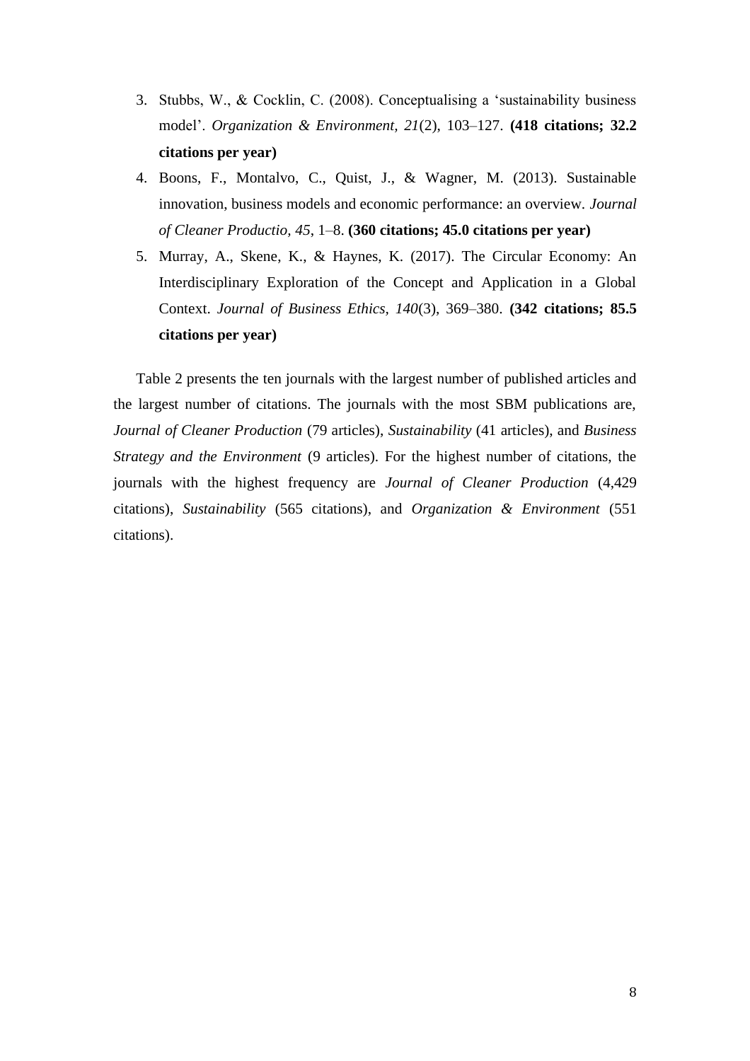3. Stubbs, W., & Cocklin, C. (2008). Conceptualising a 'sustainability business model'. *Organization & Environment*, *21*(2), 103–127. **(418 citations; 32.2 citations per year)**
4. Boons, F., Montalvo, C., Quist, J., & Wagner, M. (2013). Sustainable innovation, business models and economic performance: an overview. *Journal of Cleaner Productio*, *45*, 1–8. **(360 citations; 45.0 citations per year)**
5. Murray, A., Skene, K., & Haynes, K. (2017). The Circular Economy: An Interdisciplinary Exploration of the Concept and Application in a Global Context. *Journal of Business Ethics*, *140*(3), 369–380. **(342 citations; 85.5 citations per year)**

Table 2 presents the ten journals with the largest number of published articles and the largest number of citations. The journals with the most SBM publications are, *Journal of Cleaner Production* (79 articles), *Sustainability* (41 articles), and *Business Strategy and the Environment* (9 articles). For the highest number of citations, the journals with the highest frequency are *Journal of Cleaner Production* (4,429 citations), *Sustainability* (565 citations), and *Organization & Environment* (551 citations).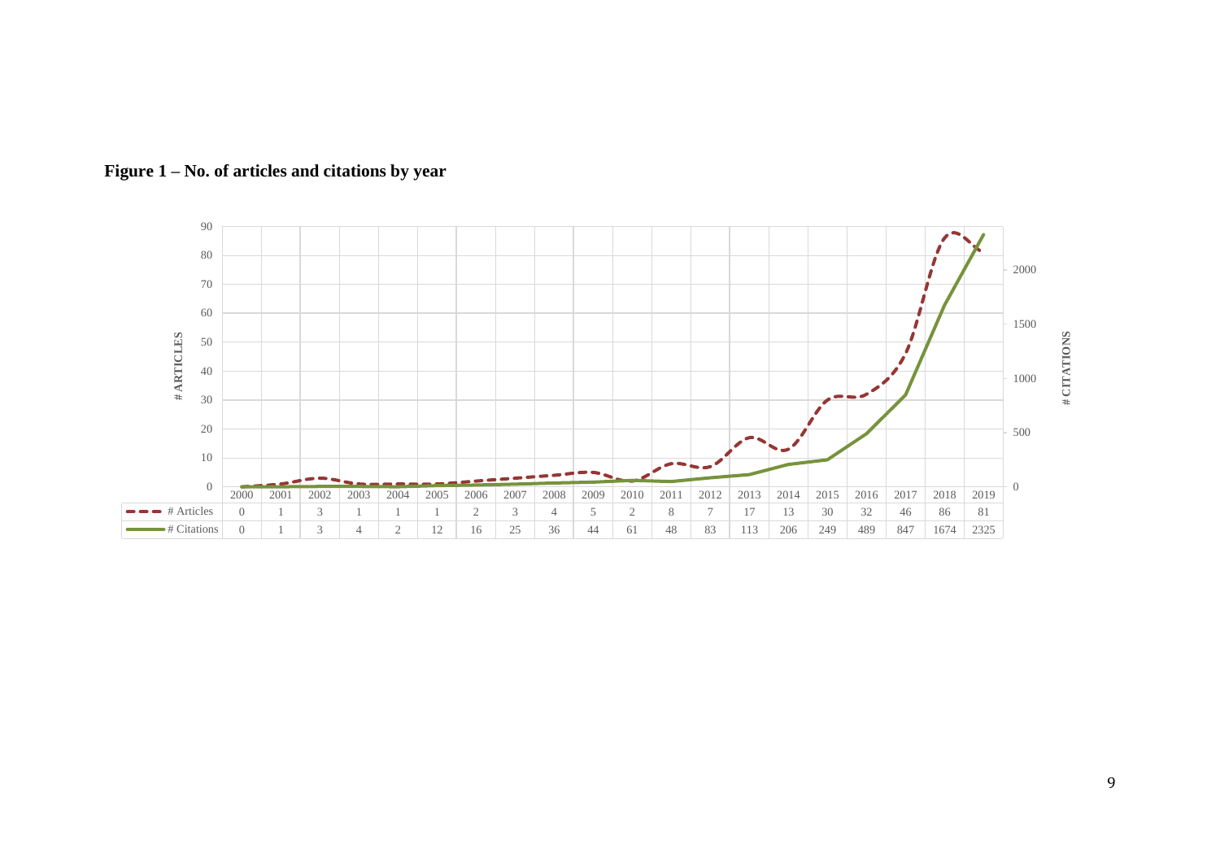**Figure 1 – No. of articles and citations by year**

| | 2000 | 2001 | 2002 | 2003 | 2004 | 2005 | 2006 | 2007 | 2008 | 2009 | 2010 | 2011 | 2012 | 2013 | 2014 | 2015 | 2016 | 2017 | 2018 | 2019 |
|---|---|---|---|---|---|---|---|---|---|---|---|---|---|---|---|---|---|---|---|---|
| # Articles | 0 | 1 | 3 | 1 | 1 | 1 | 2 | 3 | 4 | 5 | 2 | 8 | 7 | 17 | 13 | 30 | 32 | 46 | 86 | 81 |
| # Citations | 0 | 1 | 3 | 4 | 2 | 12 | 16 | 25 | 36 | 44 | 61 | 48 | 83 | 113 | 206 | 249 | 489 | 847 | 1674 | 2325 |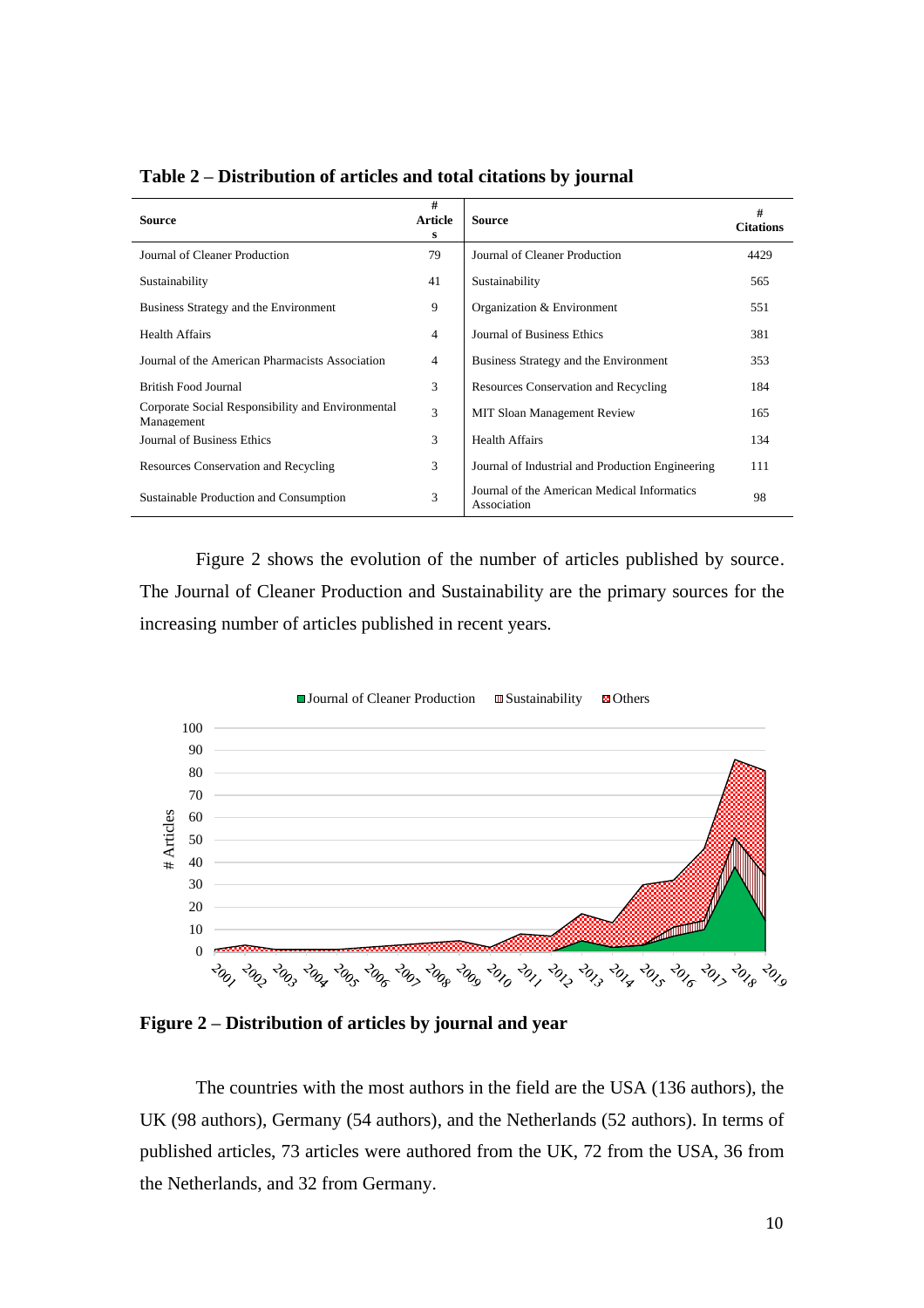**Table 2 – Distribution of articles and total citations by journal**

| Source | # Articles | Source | # Citations |
|---|---|---|---|
| Journal of Cleaner Production | 79 | Journal of Cleaner Production | 4429 |
| Sustainability | 41 | Sustainability | 565 |
| Business Strategy and the Environment | 9 | Organization & Environment | 551 |
| Health Affairs | 4 | Journal of Business Ethics | 381 |
| Journal of the American Pharmacists Association | 4 | Business Strategy and the Environment | 353 |
| British Food Journal | 3 | Resources Conservation and Recycling | 184 |
| Corporate Social Responsibility and Environmental Management | 3 | MIT Sloan Management Review | 165 |
| Journal of Business Ethics | 3 | Health Affairs | 134 |
| Resources Conservation and Recycling | 3 | Journal of Industrial and Production Engineering | 111 |
| Sustainable Production and Consumption | 3 | Journal of the American Medical Informatics Association | 98 |

Figure 2 shows the evolution of the number of articles published by source. The Journal of Cleaner Production and Sustainability are the primary sources for the increasing number of articles published in recent years.

**Figure 2 – Distribution of articles by journal and year**

The countries with the most authors in the field are the USA (136 authors), the UK (98 authors), Germany (54 authors), and the Netherlands (52 authors). In terms of published articles, 73 articles were authored from the UK, 72 from the USA, 36 from the Netherlands, and 32 from Germany.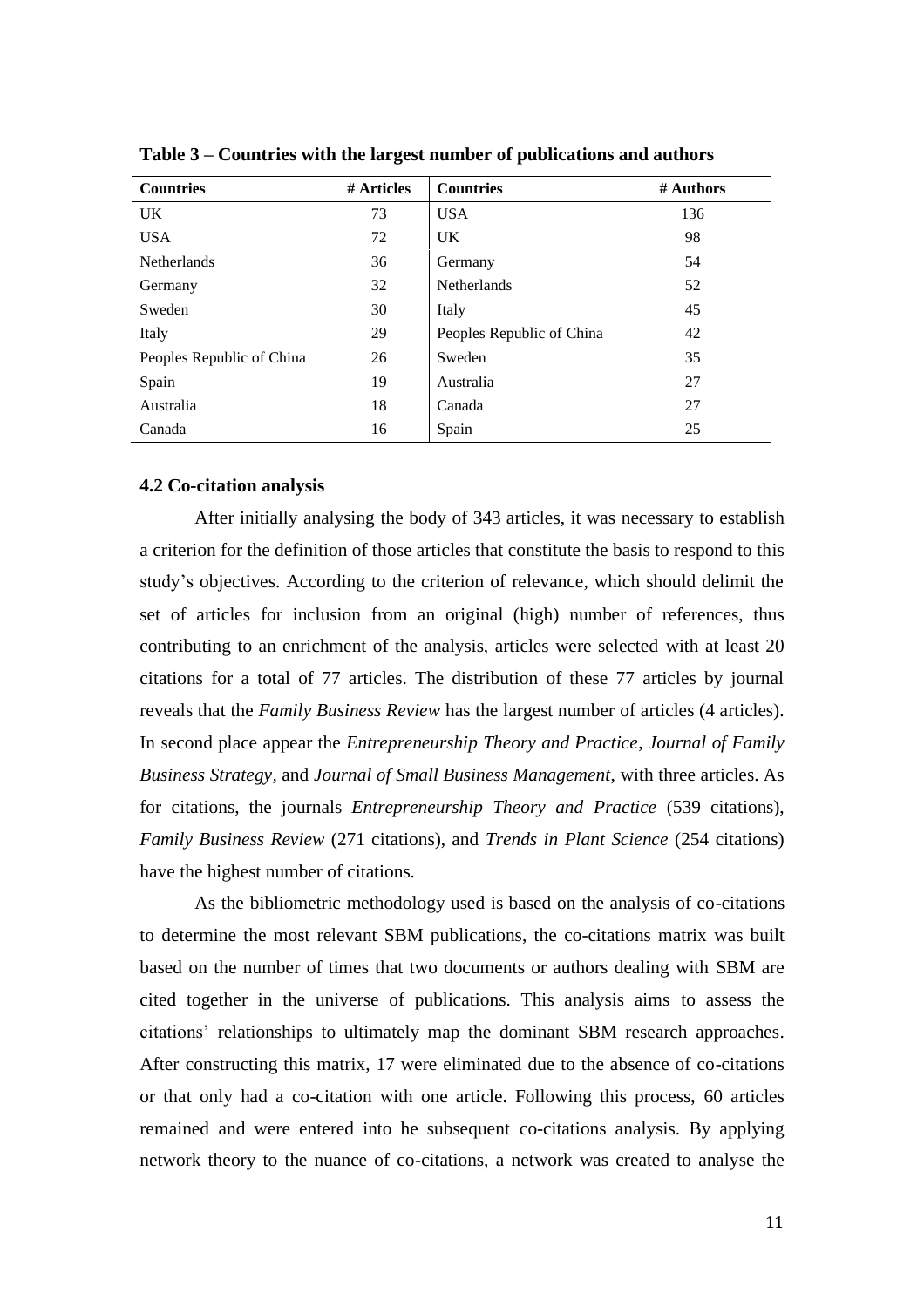**Table 3 – Countries with the largest number of publications and authors**

| Countries | # Articles | Countries | # Authors |
|---|---|---|---|
| UK | 73 | USA | 136 |
| USA | 72 | UK | 98 |
| Netherlands | 36 | Germany | 54 |
| Germany | 32 | Netherlands | 52 |
| Sweden | 30 | Italy | 45 |
| Italy | 29 | Peoples Republic of China | 42 |
| Peoples Republic of China | 26 | Sweden | 35 |
| Spain | 19 | Australia | 27 |
| Australia | 18 | Canada | 27 |
| Canada | 16 | Spain | 25 |

### 4.2 Co-citation analysis

After initially analysing the body of 343 articles, it was necessary to establish a criterion for the definition of those articles that constitute the basis to respond to this study's objectives. According to the criterion of relevance, which should delimit the set of articles for inclusion from an original (high) number of references, thus contributing to an enrichment of the analysis, articles were selected with at least 20 citations for a total of 77 articles. The distribution of these 77 articles by journal reveals that the *Family Business Review* has the largest number of articles (4 articles). In second place appear the *Entrepreneurship Theory and Practice*, *Journal of Family Business Strategy*, and *Journal of Small Business Management*, with three articles. As for citations, the journals *Entrepreneurship Theory and Practice* (539 citations), *Family Business Review* (271 citations), and *Trends in Plant Science* (254 citations) have the highest number of citations.

As the bibliometric methodology used is based on the analysis of co-citations to determine the most relevant SBM publications, the co-citations matrix was built based on the number of times that two documents or authors dealing with SBM are cited together in the universe of publications. This analysis aims to assess the citations' relationships to ultimately map the dominant SBM research approaches. After constructing this matrix, 17 were eliminated due to the absence of co-citations or that only had a co-citation with one article. Following this process, 60 articles remained and were entered into he subsequent co-citations analysis. By applying network theory to the nuance of co-citations, a network was created to analyse the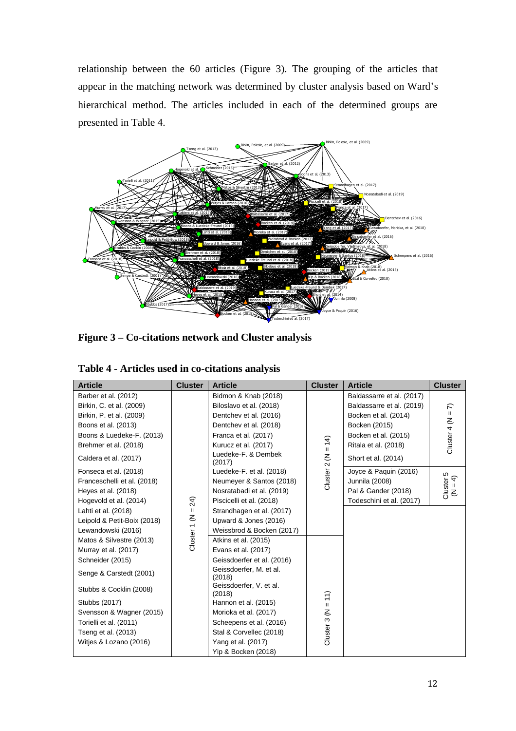relationship between the 60 articles (Figure 3). The grouping of the articles that appear in the matching network was determined by cluster analysis based on Ward's hierarchical method. The articles included in each of the determined groups are presented in Table 4.

**Figure 3 – Co-citations network and Cluster analysis**

**Table 4 - Articles used in co-citations analysis**

| Article | Cluster | Article | Cluster | Article | Cluster |
|---|---|---|---|---|---|
| Barber et al. (2012) | Cluster 1 (N = 24) | Bidmon & Knab (2018) | Cluster 2 (N = 14) | Baldassarre et al. (2017) | Cluster 4 (N = 7) |
| Birkin, C. et al. (2009) | | Biloslavo et al. (2018) | | Baldassarre et al. (2019) | |
| Birkin, P. et al. (2009) | | Dentchev et al. (2016) | | Bocken et al. (2014) | |
| Boons et al. (2013) | | Dentchev et al. (2018) | | Bocken (2015) | |
| Boons & Luedeke-F. (2013) | | Franca et al. (2017) | | Bocken et al. (2015) | |
| Brehmer et al. (2018) | | Kurucz et al. (2017) | | Ritala et al. (2018) | |
| Caldera et al. (2017) | | Luedeke-F. & Dembek (2017) | | Short et al. (2014) | |
| Fonseca et al. (2018) | | Luedeke-F. et al. (2018) | | Joyce & Paquin (2016) | Cluster 5 (N = 4) |
| Franceschelli et al. (2018) | | Neumeyer & Santos (2018) | | Junnila (2008) | |
| Heyes et al. (2018) | | Nosratabadi et al. (2019) | | Pal & Gander (2018) | |
| Hogevold et al. (2014) | | Piscicelli et al. (2018) | | Todeschini et al. (2017) | |
| Lahti et al. (2018) | | Strandhagen et al. (2017) | | | |
| Leipold & Petit-Boix (2018) | | Upward & Jones (2016) | | | |
| Lewandowski (2016) | | Weissbrod & Bocken (2017) | | | |
| Matos & Silvestre (2013) | | Atkins et al. (2015) | Cluster 3 (N = 11) | | |
| Murray et al. (2017) | | Evans et al. (2017) | | | |
| Schneider (2015) | | Geissdoerfer et al. (2016) | | | |
| Senge & Carstedt (2001) | | Geissdoerfer, M. et al. (2018) | | | |
| Stubbs & Cocklin (2008) | | Geissdoerfer, V. et al. (2018) | | | |
| Stubbs (2017) | | Hannon et al. (2015) | | | |
| Svensson & Wagner (2015) | | Morioka et al. (2017) | | | |
| Torielli et al. (2011) | | Scheepens et al. (2016) | | | |
| Tseng et al. (2013) | | Stal & Corvellec (2018) | | | |
| Witjes & Lozano (2016) | | Yang et al. (2017) | | | |
| | | Yip & Bocken (2018) | | | |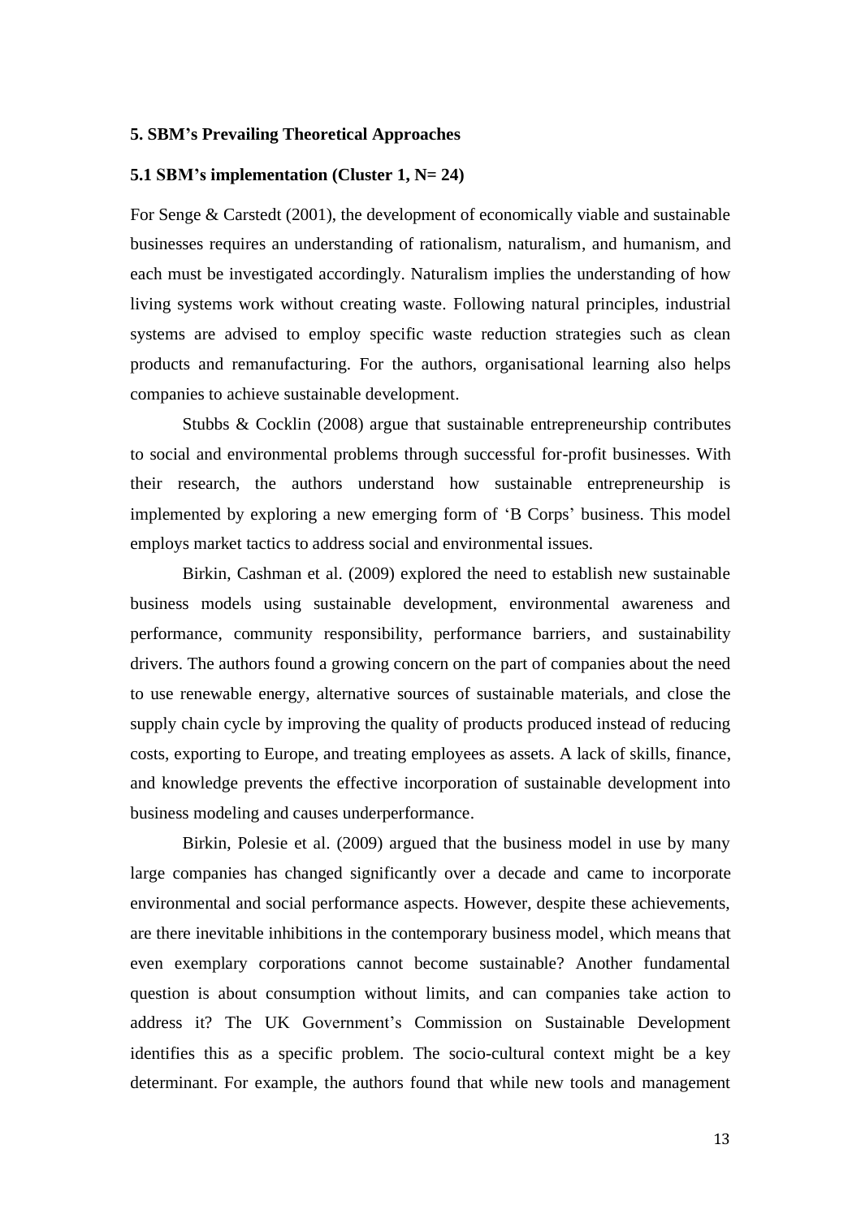## 5. SBM's Prevailing Theoretical Approaches

### 5.1 SBM's implementation (Cluster 1, N= 24)

For Senge & Carstedt (2001), the development of economically viable and sustainable businesses requires an understanding of rationalism, naturalism, and humanism, and each must be investigated accordingly. Naturalism implies the understanding of how living systems work without creating waste. Following natural principles, industrial systems are advised to employ specific waste reduction strategies such as clean products and remanufacturing. For the authors, organisational learning also helps companies to achieve sustainable development.

Stubbs & Cocklin (2008) argue that sustainable entrepreneurship contributes to social and environmental problems through successful for-profit businesses. With their research, the authors understand how sustainable entrepreneurship is implemented by exploring a new emerging form of 'B Corps' business. This model employs market tactics to address social and environmental issues.

Birkin, Cashman et al. (2009) explored the need to establish new sustainable business models using sustainable development, environmental awareness and performance, community responsibility, performance barriers, and sustainability drivers. The authors found a growing concern on the part of companies about the need to use renewable energy, alternative sources of sustainable materials, and close the supply chain cycle by improving the quality of products produced instead of reducing costs, exporting to Europe, and treating employees as assets. A lack of skills, finance, and knowledge prevents the effective incorporation of sustainable development into business modeling and causes underperformance.

Birkin, Polesie et al. (2009) argued that the business model in use by many large companies has changed significantly over a decade and came to incorporate environmental and social performance aspects. However, despite these achievements, are there inevitable inhibitions in the contemporary business model, which means that even exemplary corporations cannot become sustainable? Another fundamental question is about consumption without limits, and can companies take action to address it? The UK Government's Commission on Sustainable Development identifies this as a specific problem. The socio-cultural context might be a key determinant. For example, the authors found that while new tools and management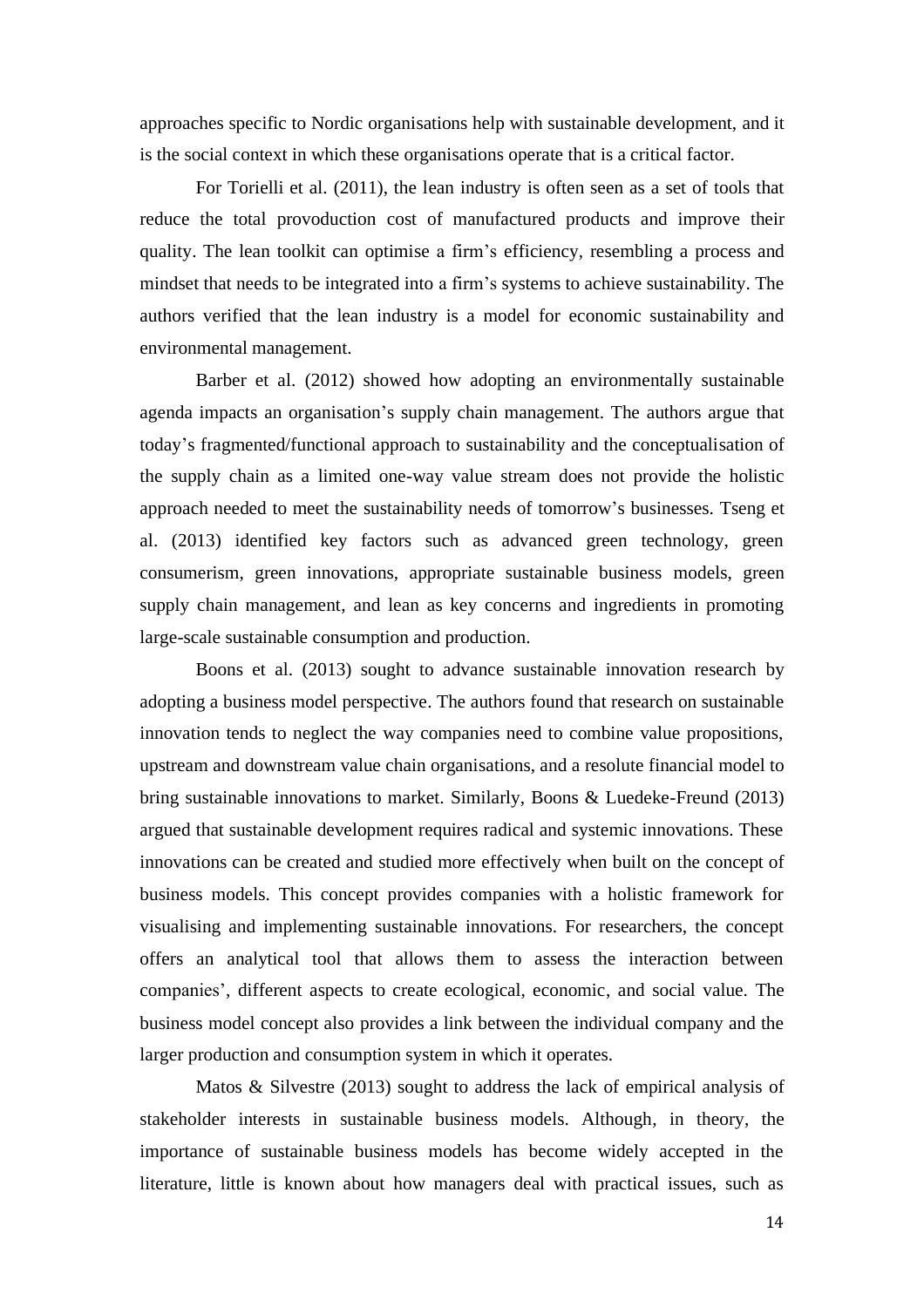approaches specific to Nordic organisations help with sustainable development, and it is the social context in which these organisations operate that is a critical factor.

For Torielli et al. (2011), the lean industry is often seen as a set of tools that reduce the total provoduction cost of manufactured products and improve their quality. The lean toolkit can optimise a firm's efficiency, resembling a process and mindset that needs to be integrated into a firm's systems to achieve sustainability. The authors verified that the lean industry is a model for economic sustainability and environmental management.

Barber et al. (2012) showed how adopting an environmentally sustainable agenda impacts an organisation's supply chain management. The authors argue that today's fragmented/functional approach to sustainability and the conceptualisation of the supply chain as a limited one-way value stream does not provide the holistic approach needed to meet the sustainability needs of tomorrow's businesses. Tseng et al. (2013) identified key factors such as advanced green technology, green consumerism, green innovations, appropriate sustainable business models, green supply chain management, and lean as key concerns and ingredients in promoting large-scale sustainable consumption and production.

Boons et al. (2013) sought to advance sustainable innovation research by adopting a business model perspective. The authors found that research on sustainable innovation tends to neglect the way companies need to combine value propositions, upstream and downstream value chain organisations, and a resolute financial model to bring sustainable innovations to market. Similarly, Boons & Luedeke-Freund (2013) argued that sustainable development requires radical and systemic innovations. These innovations can be created and studied more effectively when built on the concept of business models. This concept provides companies with a holistic framework for visualising and implementing sustainable innovations. For researchers, the concept offers an analytical tool that allows them to assess the interaction between companies', different aspects to create ecological, economic, and social value. The business model concept also provides a link between the individual company and the larger production and consumption system in which it operates.

Matos & Silvestre (2013) sought to address the lack of empirical analysis of stakeholder interests in sustainable business models. Although, in theory, the importance of sustainable business models has become widely accepted in the literature, little is known about how managers deal with practical issues, such as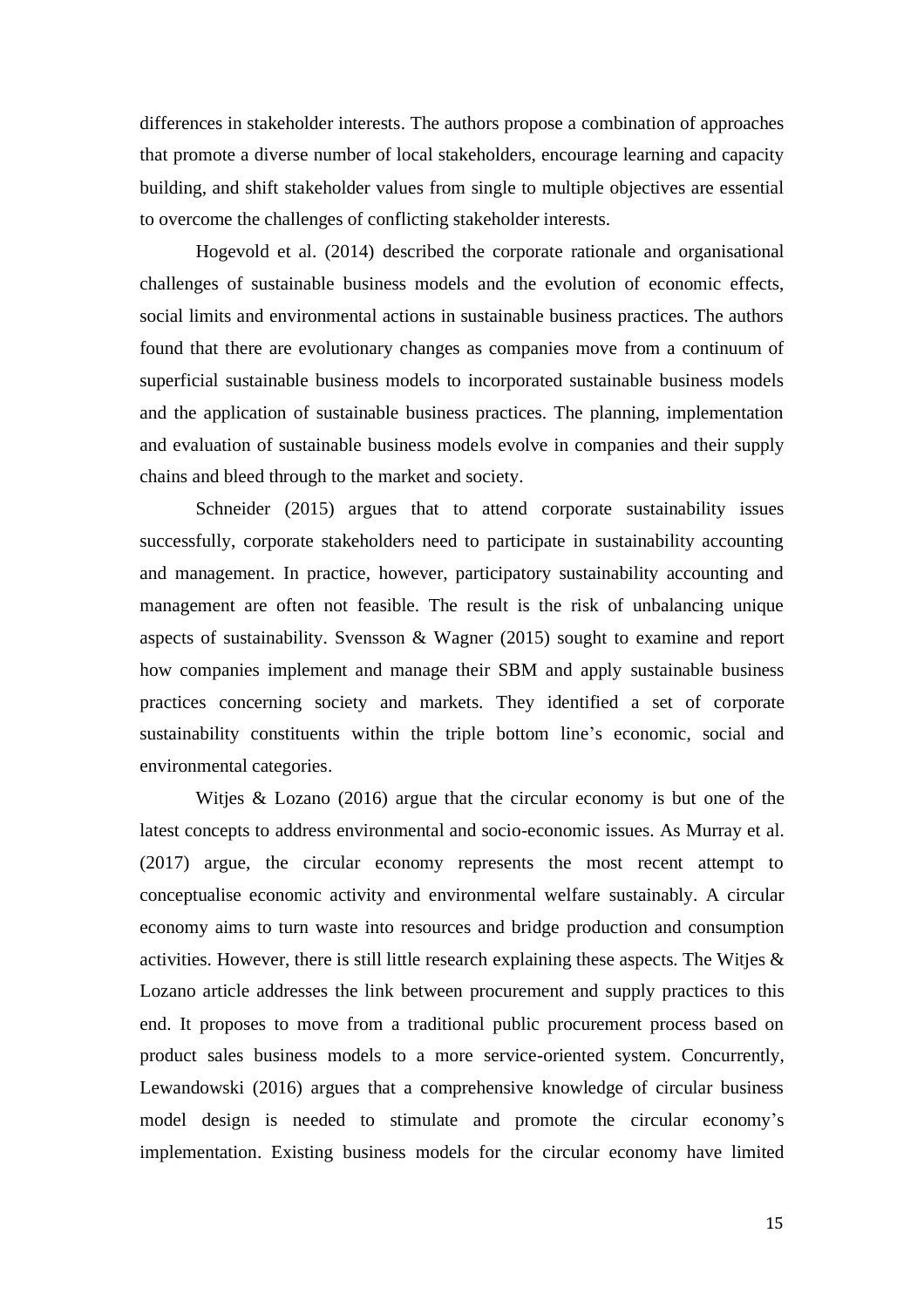differences in stakeholder interests. The authors propose a combination of approaches that promote a diverse number of local stakeholders, encourage learning and capacity building, and shift stakeholder values from single to multiple objectives are essential to overcome the challenges of conflicting stakeholder interests.

Hogevold et al. (2014) described the corporate rationale and organisational challenges of sustainable business models and the evolution of economic effects, social limits and environmental actions in sustainable business practices. The authors found that there are evolutionary changes as companies move from a continuum of superficial sustainable business models to incorporated sustainable business models and the application of sustainable business practices. The planning, implementation and evaluation of sustainable business models evolve in companies and their supply chains and bleed through to the market and society.

Schneider (2015) argues that to attend corporate sustainability issues successfully, corporate stakeholders need to participate in sustainability accounting and management. In practice, however, participatory sustainability accounting and management are often not feasible. The result is the risk of unbalancing unique aspects of sustainability. Svensson & Wagner (2015) sought to examine and report how companies implement and manage their SBM and apply sustainable business practices concerning society and markets. They identified a set of corporate sustainability constituents within the triple bottom line's economic, social and environmental categories.

Witjes & Lozano (2016) argue that the circular economy is but one of the latest concepts to address environmental and socio-economic issues. As Murray et al. (2017) argue, the circular economy represents the most recent attempt to conceptualise economic activity and environmental welfare sustainably. A circular economy aims to turn waste into resources and bridge production and consumption activities. However, there is still little research explaining these aspects. The Witjes & Lozano article addresses the link between procurement and supply practices to this end. It proposes to move from a traditional public procurement process based on product sales business models to a more service-oriented system. Concurrently, Lewandowski (2016) argues that a comprehensive knowledge of circular business model design is needed to stimulate and promote the circular economy's implementation. Existing business models for the circular economy have limited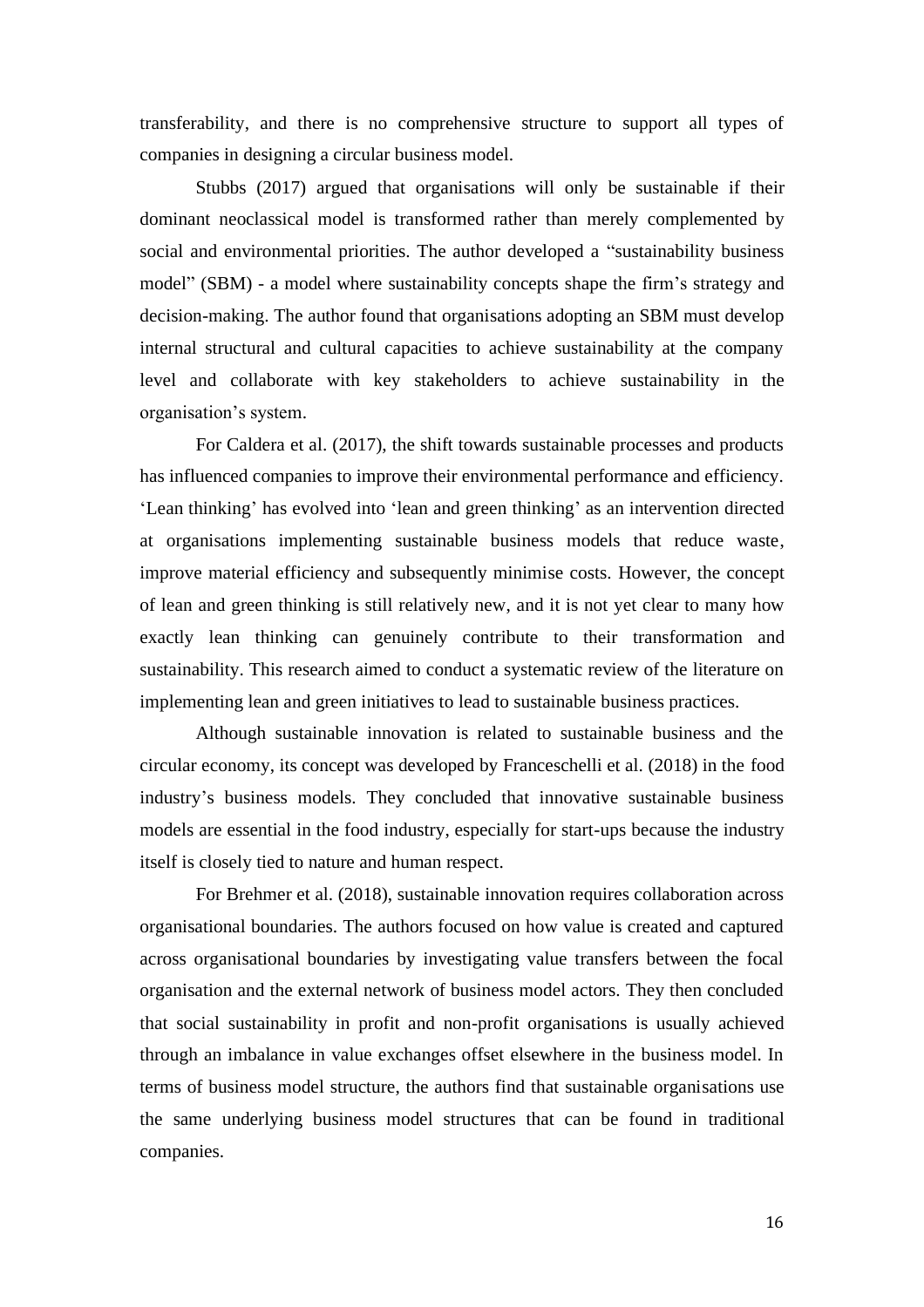transferability, and there is no comprehensive structure to support all types of companies in designing a circular business model.

Stubbs (2017) argued that organisations will only be sustainable if their dominant neoclassical model is transformed rather than merely complemented by social and environmental priorities. The author developed a "sustainability business model" (SBM) - a model where sustainability concepts shape the firm's strategy and decision-making. The author found that organisations adopting an SBM must develop internal structural and cultural capacities to achieve sustainability at the company level and collaborate with key stakeholders to achieve sustainability in the organisation's system.

For Caldera et al. (2017), the shift towards sustainable processes and products has influenced companies to improve their environmental performance and efficiency. 'Lean thinking' has evolved into 'lean and green thinking' as an intervention directed at organisations implementing sustainable business models that reduce waste, improve material efficiency and subsequently minimise costs. However, the concept of lean and green thinking is still relatively new, and it is not yet clear to many how exactly lean thinking can genuinely contribute to their transformation and sustainability. This research aimed to conduct a systematic review of the literature on implementing lean and green initiatives to lead to sustainable business practices.

Although sustainable innovation is related to sustainable business and the circular economy, its concept was developed by Franceschelli et al. (2018) in the food industry's business models. They concluded that innovative sustainable business models are essential in the food industry, especially for start-ups because the industry itself is closely tied to nature and human respect.

For Brehmer et al. (2018), sustainable innovation requires collaboration across organisational boundaries. The authors focused on how value is created and captured across organisational boundaries by investigating value transfers between the focal organisation and the external network of business model actors. They then concluded that social sustainability in profit and non-profit organisations is usually achieved through an imbalance in value exchanges offset elsewhere in the business model. In terms of business model structure, the authors find that sustainable organisations use the same underlying business model structures that can be found in traditional companies.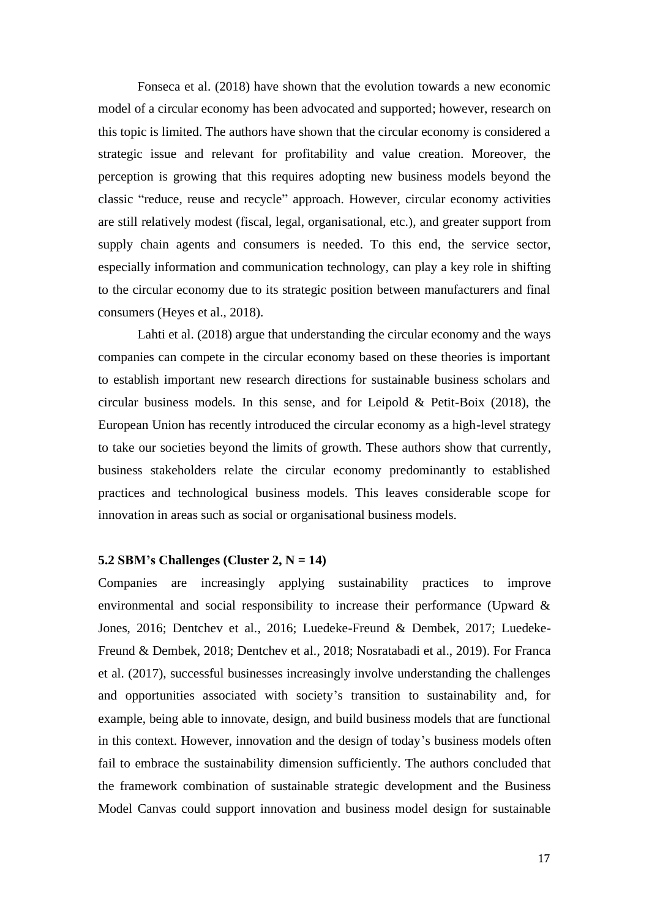Fonseca et al. (2018) have shown that the evolution towards a new economic model of a circular economy has been advocated and supported; however, research on this topic is limited. The authors have shown that the circular economy is considered a strategic issue and relevant for profitability and value creation. Moreover, the perception is growing that this requires adopting new business models beyond the classic "reduce, reuse and recycle" approach. However, circular economy activities are still relatively modest (fiscal, legal, organisational, etc.), and greater support from supply chain agents and consumers is needed. To this end, the service sector, especially information and communication technology, can play a key role in shifting to the circular economy due to its strategic position between manufacturers and final consumers (Heyes et al., 2018).

Lahti et al. (2018) argue that understanding the circular economy and the ways companies can compete in the circular economy based on these theories is important to establish important new research directions for sustainable business scholars and circular business models. In this sense, and for Leipold & Petit-Boix (2018), the European Union has recently introduced the circular economy as a high-level strategy to take our societies beyond the limits of growth. These authors show that currently, business stakeholders relate the circular economy predominantly to established practices and technological business models. This leaves considerable scope for innovation in areas such as social or organisational business models.

### 5.2 SBM's Challenges (Cluster 2, N = 14)

Companies are increasingly applying sustainability practices to improve environmental and social responsibility to increase their performance (Upward & Jones, 2016; Dentchev et al., 2016; Luedeke-Freund & Dembek, 2017; Luedeke-Freund & Dembek, 2018; Dentchev et al., 2018; Nosratabadi et al., 2019). For Franca et al. (2017), successful businesses increasingly involve understanding the challenges and opportunities associated with society's transition to sustainability and, for example, being able to innovate, design, and build business models that are functional in this context. However, innovation and the design of today's business models often fail to embrace the sustainability dimension sufficiently. The authors concluded that the framework combination of sustainable strategic development and the Business Model Canvas could support innovation and business model design for sustainable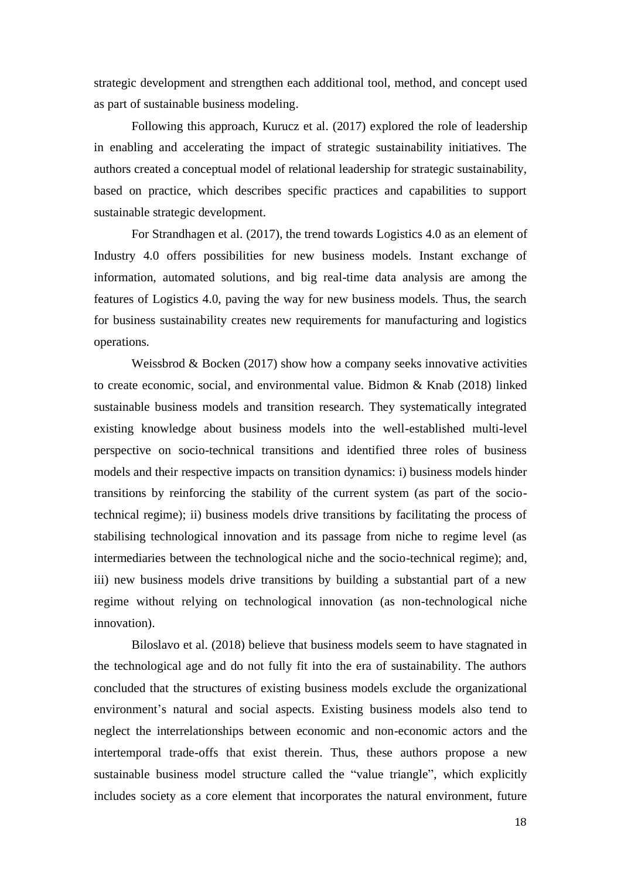strategic development and strengthen each additional tool, method, and concept used as part of sustainable business modeling.

Following this approach, Kurucz et al. (2017) explored the role of leadership in enabling and accelerating the impact of strategic sustainability initiatives. The authors created a conceptual model of relational leadership for strategic sustainability, based on practice, which describes specific practices and capabilities to support sustainable strategic development.

For Strandhagen et al. (2017), the trend towards Logistics 4.0 as an element of Industry 4.0 offers possibilities for new business models. Instant exchange of information, automated solutions, and big real-time data analysis are among the features of Logistics 4.0, paving the way for new business models. Thus, the search for business sustainability creates new requirements for manufacturing and logistics operations.

Weissbrod & Bocken (2017) show how a company seeks innovative activities to create economic, social, and environmental value. Bidmon & Knab (2018) linked sustainable business models and transition research. They systematically integrated existing knowledge about business models into the well-established multi-level perspective on socio-technical transitions and identified three roles of business models and their respective impacts on transition dynamics: i) business models hinder transitions by reinforcing the stability of the current system (as part of the socio-technical regime); ii) business models drive transitions by facilitating the process of stabilising technological innovation and its passage from niche to regime level (as intermediaries between the technological niche and the socio-technical regime); and, iii) new business models drive transitions by building a substantial part of a new regime without relying on technological innovation (as non-technological niche innovation).

Biloslavo et al. (2018) believe that business models seem to have stagnated in the technological age and do not fully fit into the era of sustainability. The authors concluded that the structures of existing business models exclude the organizational environment's natural and social aspects. Existing business models also tend to neglect the interrelationships between economic and non-economic actors and the intertemporal trade-offs that exist therein. Thus, these authors propose a new sustainable business model structure called the "value triangle", which explicitly includes society as a core element that incorporates the natural environment, future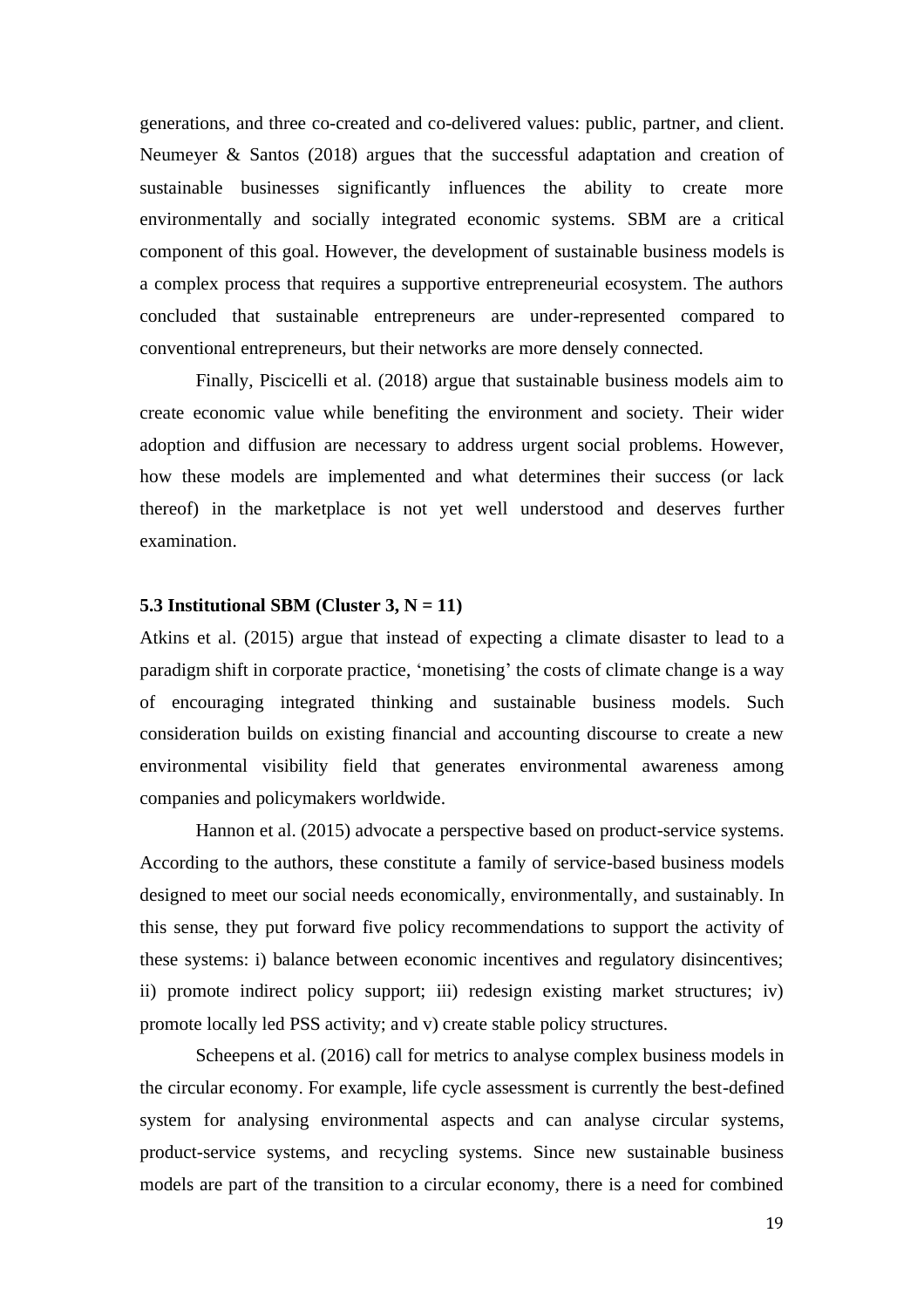generations, and three co-created and co-delivered values: public, partner, and client. Neumeyer & Santos (2018) argues that the successful adaptation and creation of sustainable businesses significantly influences the ability to create more environmentally and socially integrated economic systems. SBM are a critical component of this goal. However, the development of sustainable business models is a complex process that requires a supportive entrepreneurial ecosystem. The authors concluded that sustainable entrepreneurs are under-represented compared to conventional entrepreneurs, but their networks are more densely connected.

Finally, Piscicelli et al. (2018) argue that sustainable business models aim to create economic value while benefiting the environment and society. Their wider adoption and diffusion are necessary to address urgent social problems. However, how these models are implemented and what determines their success (or lack thereof) in the marketplace is not yet well understood and deserves further examination.

### 5.3 Institutional SBM (Cluster 3, N = 11)

Atkins et al. (2015) argue that instead of expecting a climate disaster to lead to a paradigm shift in corporate practice, 'monetising' the costs of climate change is a way of encouraging integrated thinking and sustainable business models. Such consideration builds on existing financial and accounting discourse to create a new environmental visibility field that generates environmental awareness among companies and policymakers worldwide.

Hannon et al. (2015) advocate a perspective based on product-service systems. According to the authors, these constitute a family of service-based business models designed to meet our social needs economically, environmentally, and sustainably. In this sense, they put forward five policy recommendations to support the activity of these systems: i) balance between economic incentives and regulatory disincentives; ii) promote indirect policy support; iii) redesign existing market structures; iv) promote locally led PSS activity; and v) create stable policy structures.

Scheepens et al. (2016) call for metrics to analyse complex business models in the circular economy. For example, life cycle assessment is currently the best-defined system for analysing environmental aspects and can analyse circular systems, product-service systems, and recycling systems. Since new sustainable business models are part of the transition to a circular economy, there is a need for combined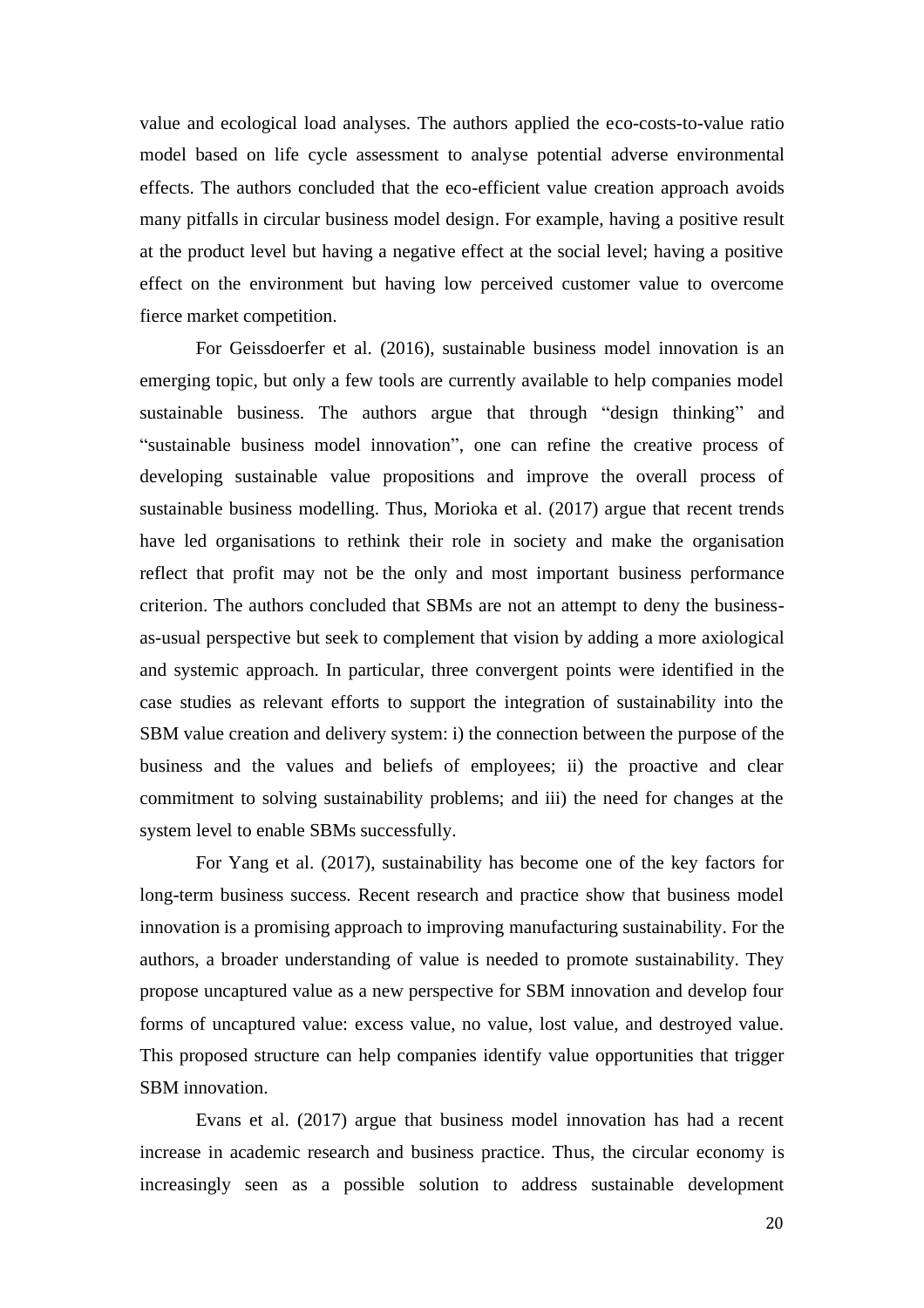value and ecological load analyses. The authors applied the eco-costs-to-value ratio model based on life cycle assessment to analyse potential adverse environmental effects. The authors concluded that the eco-efficient value creation approach avoids many pitfalls in circular business model design. For example, having a positive result at the product level but having a negative effect at the social level; having a positive effect on the environment but having low perceived customer value to overcome fierce market competition.

For Geissdoerfer et al. (2016), sustainable business model innovation is an emerging topic, but only a few tools are currently available to help companies model sustainable business. The authors argue that through "design thinking" and "sustainable business model innovation", one can refine the creative process of developing sustainable value propositions and improve the overall process of sustainable business modelling. Thus, Morioka et al. (2017) argue that recent trends have led organisations to rethink their role in society and make the organisation reflect that profit may not be the only and most important business performance criterion. The authors concluded that SBMs are not an attempt to deny the business-as-usual perspective but seek to complement that vision by adding a more axiological and systemic approach. In particular, three convergent points were identified in the case studies as relevant efforts to support the integration of sustainability into the SBM value creation and delivery system: i) the connection between the purpose of the business and the values and beliefs of employees; ii) the proactive and clear commitment to solving sustainability problems; and iii) the need for changes at the system level to enable SBMs successfully.

For Yang et al. (2017), sustainability has become one of the key factors for long-term business success. Recent research and practice show that business model innovation is a promising approach to improving manufacturing sustainability. For the authors, a broader understanding of value is needed to promote sustainability. They propose uncaptured value as a new perspective for SBM innovation and develop four forms of uncaptured value: excess value, no value, lost value, and destroyed value. This proposed structure can help companies identify value opportunities that trigger SBM innovation.

Evans et al. (2017) argue that business model innovation has had a recent increase in academic research and business practice. Thus, the circular economy is increasingly seen as a possible solution to address sustainable development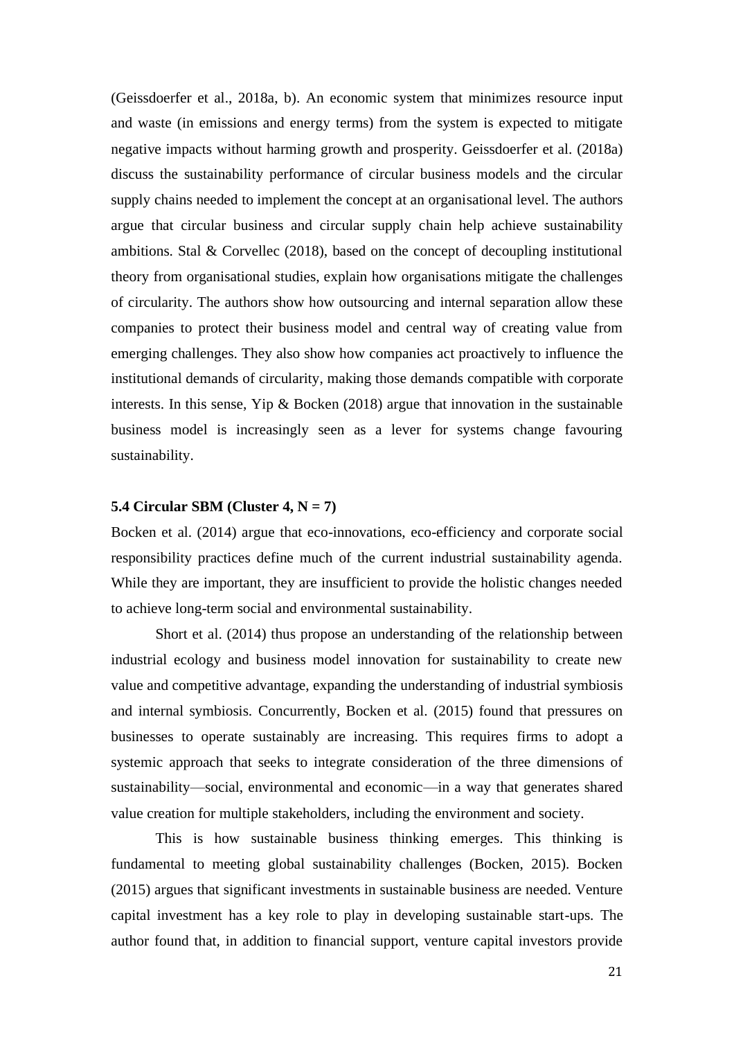(Geissdoerfer et al., 2018a, b). An economic system that minimizes resource input and waste (in emissions and energy terms) from the system is expected to mitigate negative impacts without harming growth and prosperity. Geissdoerfer et al. (2018a) discuss the sustainability performance of circular business models and the circular supply chains needed to implement the concept at an organisational level. The authors argue that circular business and circular supply chain help achieve sustainability ambitions. Stal & Corvellec (2018), based on the concept of decoupling institutional theory from organisational studies, explain how organisations mitigate the challenges of circularity. The authors show how outsourcing and internal separation allow these companies to protect their business model and central way of creating value from emerging challenges. They also show how companies act proactively to influence the institutional demands of circularity, making those demands compatible with corporate interests. In this sense, Yip & Bocken (2018) argue that innovation in the sustainable business model is increasingly seen as a lever for systems change favouring sustainability.

### 5.4 Circular SBM (Cluster 4, N = 7)

Bocken et al. (2014) argue that eco-innovations, eco-efficiency and corporate social responsibility practices define much of the current industrial sustainability agenda. While they are important, they are insufficient to provide the holistic changes needed to achieve long-term social and environmental sustainability.

Short et al. (2014) thus propose an understanding of the relationship between industrial ecology and business model innovation for sustainability to create new value and competitive advantage, expanding the understanding of industrial symbiosis and internal symbiosis. Concurrently, Bocken et al. (2015) found that pressures on businesses to operate sustainably are increasing. This requires firms to adopt a systemic approach that seeks to integrate consideration of the three dimensions of sustainability—social, environmental and economic—in a way that generates shared value creation for multiple stakeholders, including the environment and society.

This is how sustainable business thinking emerges. This thinking is fundamental to meeting global sustainability challenges (Bocken, 2015). Bocken (2015) argues that significant investments in sustainable business are needed. Venture capital investment has a key role to play in developing sustainable start-ups. The author found that, in addition to financial support, venture capital investors provide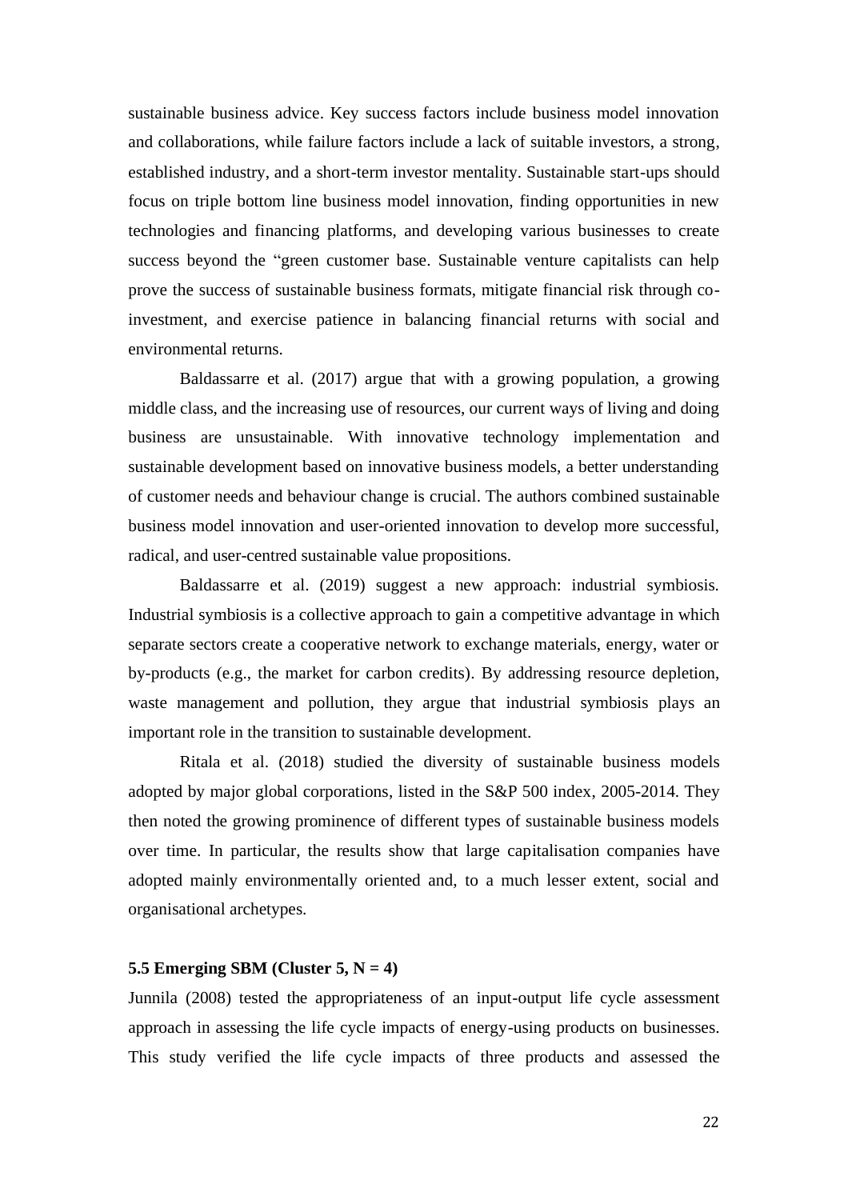sustainable business advice. Key success factors include business model innovation and collaborations, while failure factors include a lack of suitable investors, a strong, established industry, and a short-term investor mentality. Sustainable start-ups should focus on triple bottom line business model innovation, finding opportunities in new technologies and financing platforms, and developing various businesses to create success beyond the "green customer base. Sustainable venture capitalists can help prove the success of sustainable business formats, mitigate financial risk through co-investment, and exercise patience in balancing financial returns with social and environmental returns.

Baldassarre et al. (2017) argue that with a growing population, a growing middle class, and the increasing use of resources, our current ways of living and doing business are unsustainable. With innovative technology implementation and sustainable development based on innovative business models, a better understanding of customer needs and behaviour change is crucial. The authors combined sustainable business model innovation and user-oriented innovation to develop more successful, radical, and user-centred sustainable value propositions.

Baldassarre et al. (2019) suggest a new approach: industrial symbiosis. Industrial symbiosis is a collective approach to gain a competitive advantage in which separate sectors create a cooperative network to exchange materials, energy, water or by-products (e.g., the market for carbon credits). By addressing resource depletion, waste management and pollution, they argue that industrial symbiosis plays an important role in the transition to sustainable development.

Ritala et al. (2018) studied the diversity of sustainable business models adopted by major global corporations, listed in the S&P 500 index, 2005-2014. They then noted the growing prominence of different types of sustainable business models over time. In particular, the results show that large capitalisation companies have adopted mainly environmentally oriented and, to a much lesser extent, social and organisational archetypes.

### 5.5 Emerging SBM (Cluster 5, N = 4)

Junnila (2008) tested the appropriateness of an input-output life cycle assessment approach in assessing the life cycle impacts of energy-using products on businesses. This study verified the life cycle impacts of three products and assessed the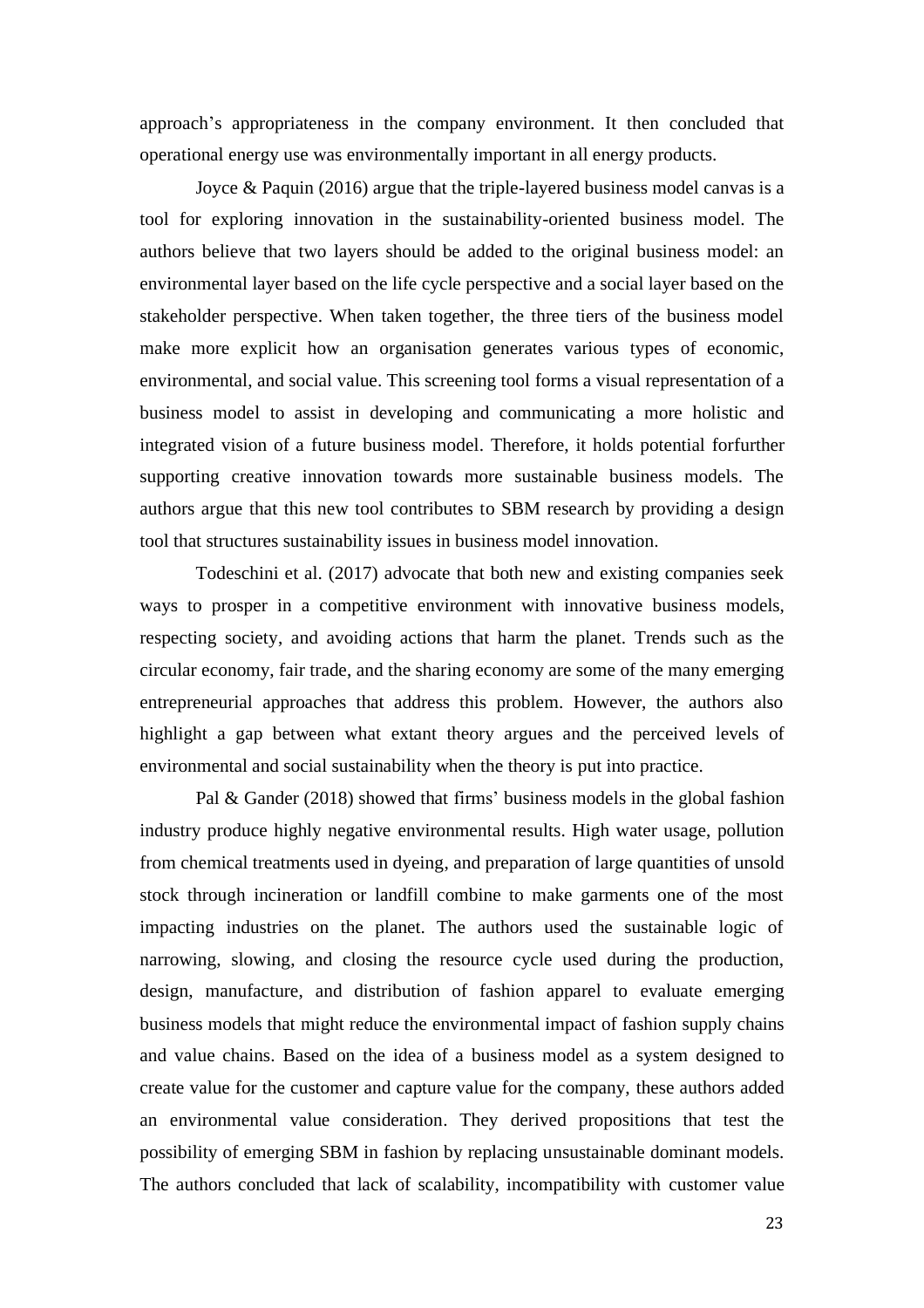approach's appropriateness in the company environment. It then concluded that operational energy use was environmentally important in all energy products.

Joyce & Paquin (2016) argue that the triple-layered business model canvas is a tool for exploring innovation in the sustainability-oriented business model. The authors believe that two layers should be added to the original business model: an environmental layer based on the life cycle perspective and a social layer based on the stakeholder perspective. When taken together, the three tiers of the business model make more explicit how an organisation generates various types of economic, environmental, and social value. This screening tool forms a visual representation of a business model to assist in developing and communicating a more holistic and integrated vision of a future business model. Therefore, it holds potential forfurther supporting creative innovation towards more sustainable business models. The authors argue that this new tool contributes to SBM research by providing a design tool that structures sustainability issues in business model innovation.

Todeschini et al. (2017) advocate that both new and existing companies seek ways to prosper in a competitive environment with innovative business models, respecting society, and avoiding actions that harm the planet. Trends such as the circular economy, fair trade, and the sharing economy are some of the many emerging entrepreneurial approaches that address this problem. However, the authors also highlight a gap between what extant theory argues and the perceived levels of environmental and social sustainability when the theory is put into practice.

Pal & Gander (2018) showed that firms' business models in the global fashion industry produce highly negative environmental results. High water usage, pollution from chemical treatments used in dyeing, and preparation of large quantities of unsold stock through incineration or landfill combine to make garments one of the most impacting industries on the planet. The authors used the sustainable logic of narrowing, slowing, and closing the resource cycle used during the production, design, manufacture, and distribution of fashion apparel to evaluate emerging business models that might reduce the environmental impact of fashion supply chains and value chains. Based on the idea of a business model as a system designed to create value for the customer and capture value for the company, these authors added an environmental value consideration. They derived propositions that test the possibility of emerging SBM in fashion by replacing unsustainable dominant models. The authors concluded that lack of scalability, incompatibility with customer value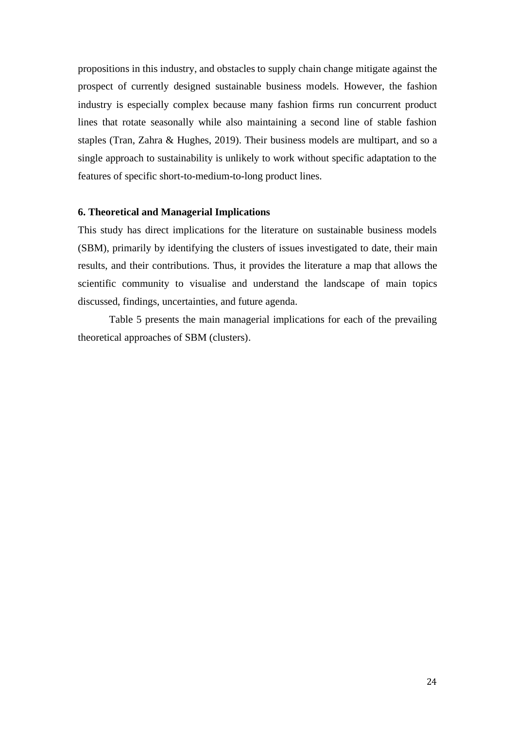propositions in this industry, and obstacles to supply chain change mitigate against the prospect of currently designed sustainable business models. However, the fashion industry is especially complex because many fashion firms run concurrent product lines that rotate seasonally while also maintaining a second line of stable fashion staples (Tran, Zahra & Hughes, 2019). Their business models are multipart, and so a single approach to sustainability is unlikely to work without specific adaptation to the features of specific short-to-medium-to-long product lines.

## 6. Theoretical and Managerial Implications

This study has direct implications for the literature on sustainable business models (SBM), primarily by identifying the clusters of issues investigated to date, their main results, and their contributions. Thus, it provides the literature a map that allows the scientific community to visualise and understand the landscape of main topics discussed, findings, uncertainties, and future agenda.

Table 5 presents the main managerial implications for each of the prevailing theoretical approaches of SBM (clusters).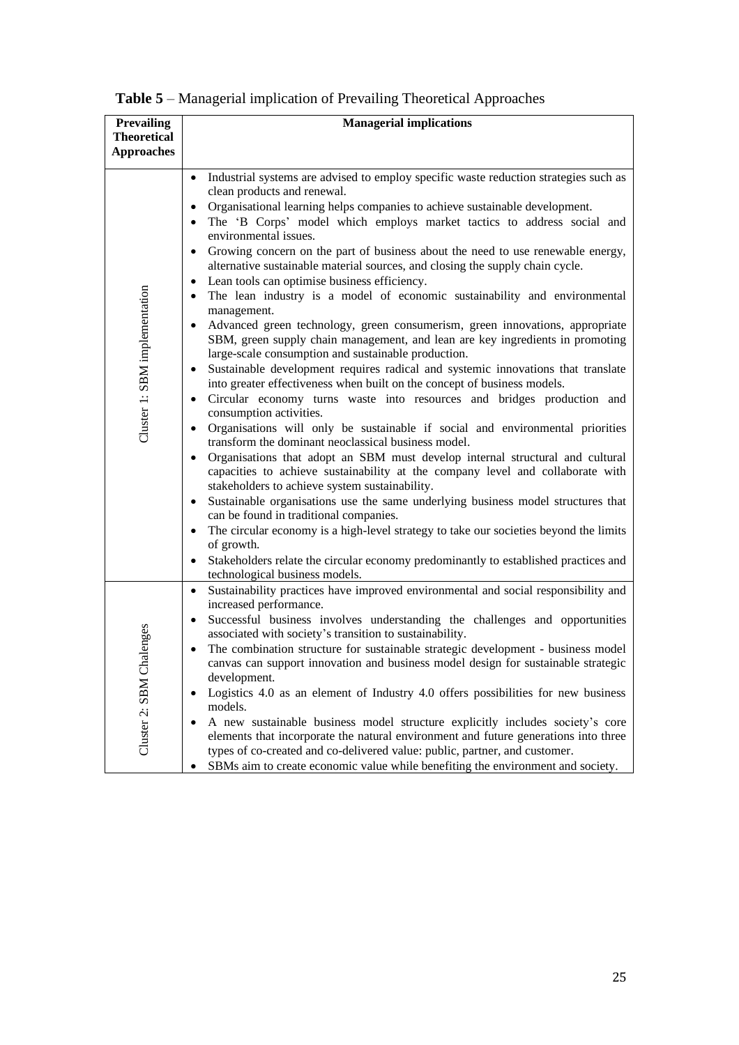**Table 5** – Managerial implication of Prevailing Theoretical Approaches

| Prevailing Theoretical Approaches | Managerial implications |
|---|---|
| Cluster 1: SBM implementation | • Industrial systems are advised to employ specific waste reduction strategies such as clean products and renewal.<br>• Organisational learning helps companies to achieve sustainable development.<br>• The 'B Corps' model which employs market tactics to address social and environmental issues.<br>• Growing concern on the part of business about the need to use renewable energy, alternative sustainable material sources, and closing the supply chain cycle.<br>• Lean tools can optimise business efficiency.<br>• The lean industry is a model of economic sustainability and environmental management.<br>• Advanced green technology, green consumerism, green innovations, appropriate SBM, green supply chain management, and lean are key ingredients in promoting large-scale consumption and sustainable production.<br>• Sustainable development requires radical and systemic innovations that translate into greater effectiveness when built on the concept of business models.<br>• Circular economy turns waste into resources and bridges production and consumption activities.<br>• Organisations will only be sustainable if social and environmental priorities transform the dominant neoclassical business model.<br>• Organisations that adopt an SBM must develop internal structural and cultural capacities to achieve sustainability at the company level and collaborate with stakeholders to achieve system sustainability.<br>• Sustainable organisations use the same underlying business model structures that can be found in traditional companies.<br>• The circular economy is a high-level strategy to take our societies beyond the limits of growth.<br>• Stakeholders relate the circular economy predominantly to established practices and technological business models. |
| Cluster 2: SBM Chalenges | • Sustainability practices have improved environmental and social responsibility and increased performance.<br>• Successful business involves understanding the challenges and opportunities associated with society's transition to sustainability.<br>• The combination structure for sustainable strategic development - business model canvas can support innovation and business model design for sustainable strategic development.<br>• Logistics 4.0 as an element of Industry 4.0 offers possibilities for new business models.<br>• A new sustainable business model structure explicitly includes society's core elements that incorporate the natural environment and future generations into three types of co-created and co-delivered value: public, partner, and customer.<br>• SBMs aim to create economic value while benefiting the environment and society. |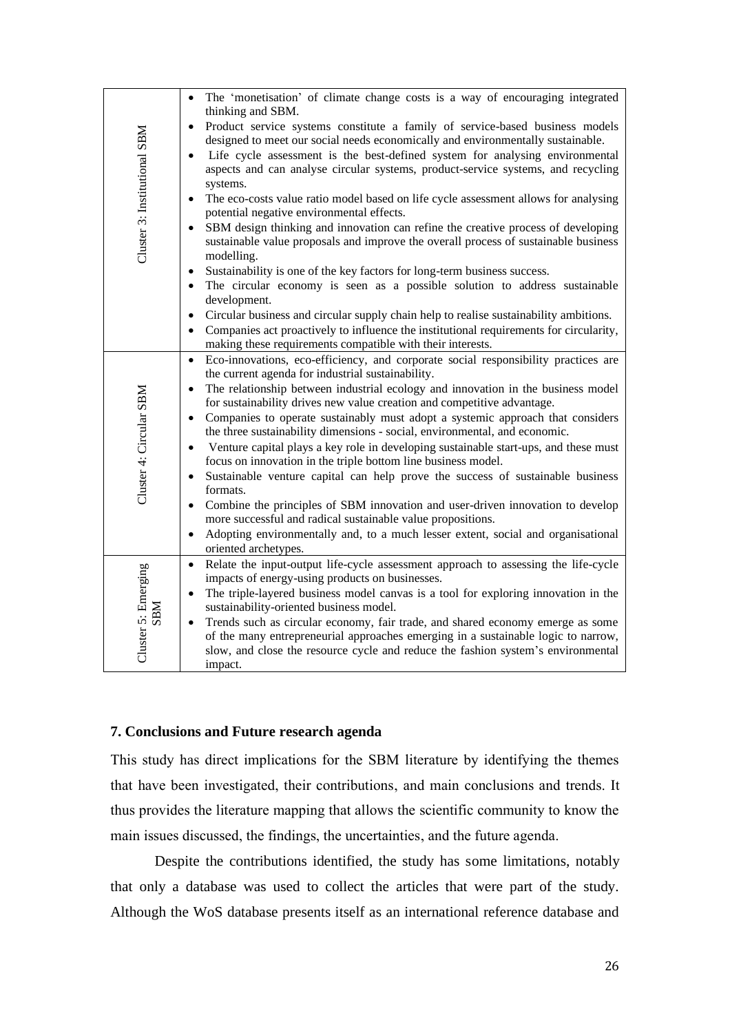| | |
|---|---|
| Cluster 3: Institutional SBM | • The 'monetisation' of climate change costs is a way of encouraging integrated thinking and SBM.<br>• Product service systems constitute a family of service-based business models designed to meet our social needs economically and environmentally sustainable.<br>• Life cycle assessment is the best-defined system for analysing environmental aspects and can analyse circular systems, product-service systems, and recycling systems.<br>• The eco-costs value ratio model based on life cycle assessment allows for analysing potential negative environmental effects.<br>• SBM design thinking and innovation can refine the creative process of developing sustainable value proposals and improve the overall process of sustainable business modelling.<br>• Sustainability is one of the key factors for long-term business success.<br>• The circular economy is seen as a possible solution to address sustainable development.<br>• Circular business and circular supply chain help to realise sustainability ambitions.<br>• Companies act proactively to influence the institutional requirements for circularity, making these requirements compatible with their interests. |
| Cluster 4: Circular SBM | • Eco-innovations, eco-efficiency, and corporate social responsibility practices are the current agenda for industrial sustainability.<br>• The relationship between industrial ecology and innovation in the business model for sustainability drives new value creation and competitive advantage.<br>• Companies to operate sustainably must adopt a systemic approach that considers the three sustainability dimensions - social, environmental, and economic.<br>• Venture capital plays a key role in developing sustainable start-ups, and these must focus on innovation in the triple bottom line business model.<br>• Sustainable venture capital can help prove the success of sustainable business formats.<br>• Combine the principles of SBM innovation and user-driven innovation to develop more successful and radical sustainable value propositions.<br>• Adopting environmentally and, to a much lesser extent, social and organisational oriented archetypes. |
| Cluster 5: Emerging SBM | • Relate the input-output life-cycle assessment approach to assessing the life-cycle impacts of energy-using products on businesses.<br>• The triple-layered business model canvas is a tool for exploring innovation in the sustainability-oriented business model.<br>• Trends such as circular economy, fair trade, and shared economy emerge as some of the many entrepreneurial approaches emerging in a sustainable logic to narrow, slow, and close the resource cycle and reduce the fashion system's environmental impact. |

## 7. Conclusions and Future research agenda

This study has direct implications for the SBM literature by identifying the themes that have been investigated, their contributions, and main conclusions and trends. It thus provides the literature mapping that allows the scientific community to know the main issues discussed, the findings, the uncertainties, and the future agenda.

Despite the contributions identified, the study has some limitations, notably that only a database was used to collect the articles that were part of the study. Although the WoS database presents itself as an international reference database and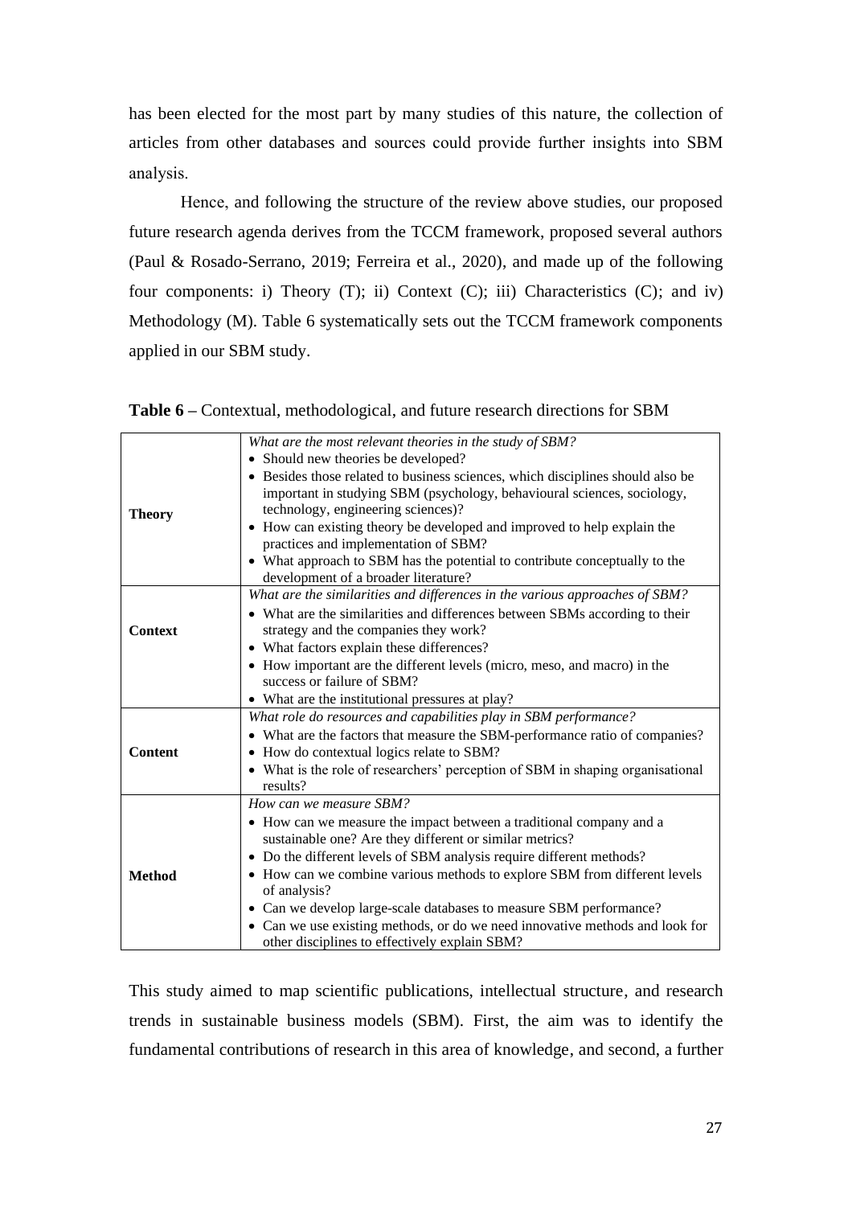has been elected for the most part by many studies of this nature, the collection of articles from other databases and sources could provide further insights into SBM analysis.

Hence, and following the structure of the review above studies, our proposed future research agenda derives from the TCCM framework, proposed several authors (Paul & Rosado-Serrano, 2019; Ferreira et al., 2020), and made up of the following four components: i) Theory (T); ii) Context (C); iii) Characteristics (C); and iv) Methodology (M). Table 6 systematically sets out the TCCM framework components applied in our SBM study.

**Table 6** – Contextual, methodological, and future research directions for SBM

| | |
|---|---|
| **Theory** | *What are the most relevant theories in the study of SBM?*<br>• Should new theories be developed?<br>• Besides those related to business sciences, which disciplines should also be important in studying SBM (psychology, behavioural sciences, sociology, technology, engineering sciences)?<br>• How can existing theory be developed and improved to help explain the practices and implementation of SBM?<br>• What approach to SBM has the potential to contribute conceptually to the development of a broader literature? |
| **Context** | *What are the similarities and differences in the various approaches of SBM?*<br>• What are the similarities and differences between SBMs according to their strategy and the companies they work?<br>• What factors explain these differences?<br>• How important are the different levels (micro, meso, and macro) in the success or failure of SBM?<br>• What are the institutional pressures at play? |
| **Content** | *What role do resources and capabilities play in SBM performance?*<br>• What are the factors that measure the SBM-performance ratio of companies?<br>• How do contextual logics relate to SBM?<br>• What is the role of researchers' perception of SBM in shaping organisational results? |
| **Method** | *How can we measure SBM?*<br>• How can we measure the impact between a traditional company and a sustainable one? Are they different or similar metrics?<br>• Do the different levels of SBM analysis require different methods?<br>• How can we combine various methods to explore SBM from different levels of analysis?<br>• Can we develop large-scale databases to measure SBM performance?<br>• Can we use existing methods, or do we need innovative methods and look for other disciplines to effectively explain SBM? |

This study aimed to map scientific publications, intellectual structure, and research trends in sustainable business models (SBM). First, the aim was to identify the fundamental contributions of research in this area of knowledge, and second, a further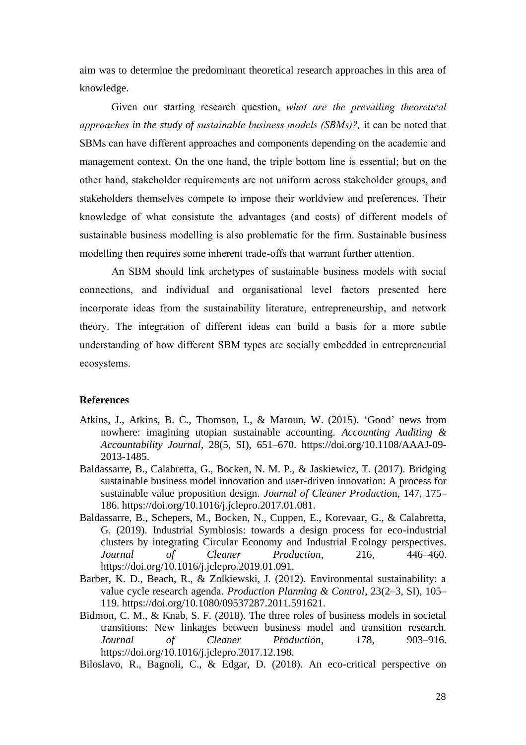aim was to determine the predominant theoretical research approaches in this area of knowledge.

Given our starting research question, *what are the prevailing theoretical approaches in the study of sustainable business models (SBMs)?,* it can be noted that SBMs can have different approaches and components depending on the academic and management context. On the one hand, the triple bottom line is essential; but on the other hand, stakeholder requirements are not uniform across stakeholder groups, and stakeholders themselves compete to impose their worldview and preferences. Their knowledge of what consistute the advantages (and costs) of different models of sustainable business modelling is also problematic for the firm. Sustainable business modelling then requires some inherent trade-offs that warrant further attention.

An SBM should link archetypes of sustainable business models with social connections, and individual and organisational level factors presented here incorporate ideas from the sustainability literature, entrepreneurship, and network theory. The integration of different ideas can build a basis for a more subtle understanding of how different SBM types are socially embedded in entrepreneurial ecosystems.

## References

Atkins, J., Atkins, B. C., Thomson, I., & Maroun, W. (2015). 'Good' news from nowhere: imagining utopian sustainable accounting. *Accounting Auditing & Accountability Journal*, 28(5, SI), 651–670. https://doi.org/10.1108/AAAJ-09-2013-1485.

Baldassarre, B., Calabretta, G., Bocken, N. M. P., & Jaskiewicz, T. (2017). Bridging sustainable business model innovation and user-driven innovation: A process for sustainable value proposition design. *Journal of Cleaner Productio*n, 147, 175–186. https://doi.org/10.1016/j.jclepro.2017.01.081.

Baldassarre, B., Schepers, M., Bocken, N., Cuppen, E., Korevaar, G., & Calabretta, G. (2019). Industrial Symbiosis: towards a design process for eco-industrial clusters by integrating Circular Economy and Industrial Ecology perspectives. *Journal of Cleaner Production*, 216, 446–460. https://doi.org/10.1016/j.jclepro.2019.01.091.

Barber, K. D., Beach, R., & Zolkiewski, J. (2012). Environmental sustainability: a value cycle research agenda. *Production Planning & Control*, 23(2–3, SI), 105–119. https://doi.org/10.1080/09537287.2011.591621.

Bidmon, C. M., & Knab, S. F. (2018). The three roles of business models in societal transitions: New linkages between business model and transition research. *Journal of Cleaner Production*, 178, 903–916. https://doi.org/10.1016/j.jclepro.2017.12.198.

Biloslavo, R., Bagnoli, C., & Edgar, D. (2018). An eco-critical perspective on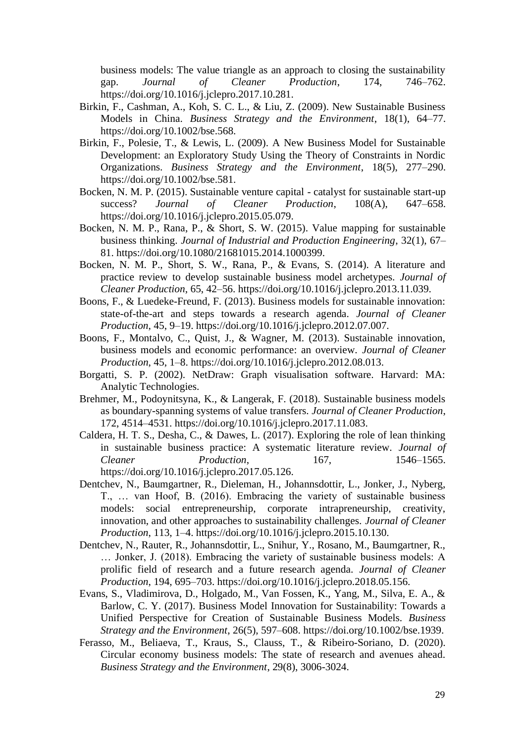business models: The value triangle as an approach to closing the sustainability gap. *Journal of Cleaner Production*, 174, 746–762. https://doi.org/10.1016/j.jclepro.2017.10.281.

Birkin, F., Cashman, A., Koh, S. C. L., & Liu, Z. (2009). New Sustainable Business Models in China. *Business Strategy and the Environment*, 18(1), 64–77. https://doi.org/10.1002/bse.568.

Birkin, F., Polesie, T., & Lewis, L. (2009). A New Business Model for Sustainable Development: an Exploratory Study Using the Theory of Constraints in Nordic Organizations. *Business Strategy and the Environment*, 18(5), 277–290. https://doi.org/10.1002/bse.581.

Bocken, N. M. P. (2015). Sustainable venture capital - catalyst for sustainable start-up success? *Journal of Cleaner Production*, 108(A), 647–658. https://doi.org/10.1016/j.jclepro.2015.05.079.

Bocken, N. M. P., Rana, P., & Short, S. W. (2015). Value mapping for sustainable business thinking. *Journal of Industrial and Production Engineering*, 32(1), 67–81. https://doi.org/10.1080/21681015.2014.1000399.

Bocken, N. M. P., Short, S. W., Rana, P., & Evans, S. (2014). A literature and practice review to develop sustainable business model archetypes. *Journal of Cleaner Production*, 65, 42–56. https://doi.org/10.1016/j.jclepro.2013.11.039.

Boons, F., & Luedeke-Freund, F. (2013). Business models for sustainable innovation: state-of-the-art and steps towards a research agenda. *Journal of Cleaner Production*, 45, 9–19. https://doi.org/10.1016/j.jclepro.2012.07.007.

Boons, F., Montalvo, C., Quist, J., & Wagner, M. (2013). Sustainable innovation, business models and economic performance: an overview. *Journal of Cleaner Production*, 45, 1–8. https://doi.org/10.1016/j.jclepro.2012.08.013.

Borgatti, S. P. (2002). NetDraw: Graph visualisation software. Harvard: MA: Analytic Technologies.

Brehmer, M., Podoynitsyna, K., & Langerak, F. (2018). Sustainable business models as boundary-spanning systems of value transfers. *Journal of Cleaner Production*, 172, 4514–4531. https://doi.org/10.1016/j.jclepro.2017.11.083.

Caldera, H. T. S., Desha, C., & Dawes, L. (2017). Exploring the role of lean thinking in sustainable business practice: A systematic literature review. *Journal of Cleaner Production*, 167, 1546–1565. https://doi.org/10.1016/j.jclepro.2017.05.126.

Dentchev, N., Baumgartner, R., Dieleman, H., Johannsdottir, L., Jonker, J., Nyberg, T., … van Hoof, B. (2016). Embracing the variety of sustainable business models: social entrepreneurship, corporate intrapreneurship, creativity, innovation, and other approaches to sustainability challenges. *Journal of Cleaner Production*, 113, 1–4. https://doi.org/10.1016/j.jclepro.2015.10.130.

Dentchev, N., Rauter, R., Johannsdottir, L., Snihur, Y., Rosano, M., Baumgartner, R., … Jonker, J. (2018). Embracing the variety of sustainable business models: A prolific field of research and a future research agenda. *Journal of Cleaner Production*, 194, 695–703. https://doi.org/10.1016/j.jclepro.2018.05.156.

Evans, S., Vladimirova, D., Holgado, M., Van Fossen, K., Yang, M., Silva, E. A., & Barlow, C. Y. (2017). Business Model Innovation for Sustainability: Towards a Unified Perspective for Creation of Sustainable Business Models. *Business Strategy and the Environment*, 26(5), 597–608. https://doi.org/10.1002/bse.1939.

Ferasso, M., Beliaeva, T., Kraus, S., Clauss, T., & Ribeiro-Soriano, D. (2020). Circular economy business models: The state of research and avenues ahead. *Business Strategy and the Environment*, 29(8), 3006-3024.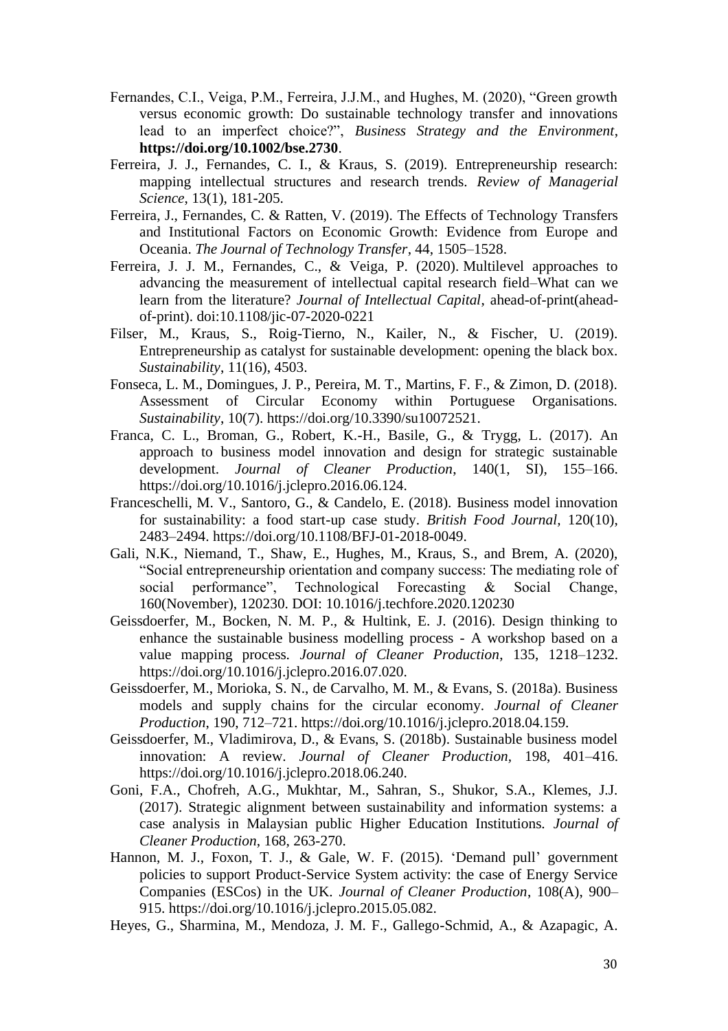Fernandes, C.I., Veiga, P.M., Ferreira, J.J.M., and Hughes, M. (2020), "Green growth versus economic growth: Do sustainable technology transfer and innovations lead to an imperfect choice?", *Business Strategy and the Environment*, **https://doi.org/10.1002/bse.2730**.

Ferreira, J. J., Fernandes, C. I., & Kraus, S. (2019). Entrepreneurship research: mapping intellectual structures and research trends. *Review of Managerial Science*, 13(1), 181-205.

Ferreira, J., Fernandes, C. & Ratten, V. (2019). The Effects of Technology Transfers and Institutional Factors on Economic Growth: Evidence from Europe and Oceania. *The Journal of Technology Transfer*, 44, 1505–1528.

Ferreira, J. J. M., Fernandes, C., & Veiga, P. (2020). Multilevel approaches to advancing the measurement of intellectual capital research field–What can we learn from the literature? *Journal of Intellectual Capital*, ahead-of-print(ahead-of-print). doi:10.1108/jic-07-2020-0221

Filser, M., Kraus, S., Roig-Tierno, N., Kailer, N., & Fischer, U. (2019). Entrepreneurship as catalyst for sustainable development: opening the black box. *Sustainability*, 11(16), 4503.

Fonseca, L. M., Domingues, J. P., Pereira, M. T., Martins, F. F., & Zimon, D. (2018). Assessment of Circular Economy within Portuguese Organisations. *Sustainability*, 10(7). https://doi.org/10.3390/su10072521.

Franca, C. L., Broman, G., Robert, K.-H., Basile, G., & Trygg, L. (2017). An approach to business model innovation and design for strategic sustainable development. *Journal of Cleaner Production*, 140(1, SI), 155–166. https://doi.org/10.1016/j.jclepro.2016.06.124.

Franceschelli, M. V., Santoro, G., & Candelo, E. (2018). Business model innovation for sustainability: a food start-up case study. *British Food Journal*, 120(10), 2483–2494. https://doi.org/10.1108/BFJ-01-2018-0049.

Gali, N.K., Niemand, T., Shaw, E., Hughes, M., Kraus, S., and Brem, A. (2020), "Social entrepreneurship orientation and company success: The mediating role of social performance", Technological Forecasting & Social Change, 160(November), 120230. DOI: 10.1016/j.techfore.2020.120230

Geissdoerfer, M., Bocken, N. M. P., & Hultink, E. J. (2016). Design thinking to enhance the sustainable business modelling process - A workshop based on a value mapping process. *Journal of Cleaner Production*, 135, 1218–1232. https://doi.org/10.1016/j.jclepro.2016.07.020.

Geissdoerfer, M., Morioka, S. N., de Carvalho, M. M., & Evans, S. (2018a). Business models and supply chains for the circular economy. *Journal of Cleaner Production*, 190, 712–721. https://doi.org/10.1016/j.jclepro.2018.04.159.

Geissdoerfer, M., Vladimirova, D., & Evans, S. (2018b). Sustainable business model innovation: A review. *Journal of Cleaner Production*, 198, 401–416. https://doi.org/10.1016/j.jclepro.2018.06.240.

Goni, F.A., Chofreh, A.G., Mukhtar, M., Sahran, S., Shukor, S.A., Klemes, J.J. (2017). Strategic alignment between sustainability and information systems: a case analysis in Malaysian public Higher Education Institutions. *Journal of Cleaner Production*, 168, 263-270.

Hannon, M. J., Foxon, T. J., & Gale, W. F. (2015). 'Demand pull' government policies to support Product-Service System activity: the case of Energy Service Companies (ESCos) in the UK. *Journal of Cleaner Production*, 108(A), 900–915. https://doi.org/10.1016/j.jclepro.2015.05.082.

Heyes, G., Sharmina, M., Mendoza, J. M. F., Gallego-Schmid, A., & Azapagic, A.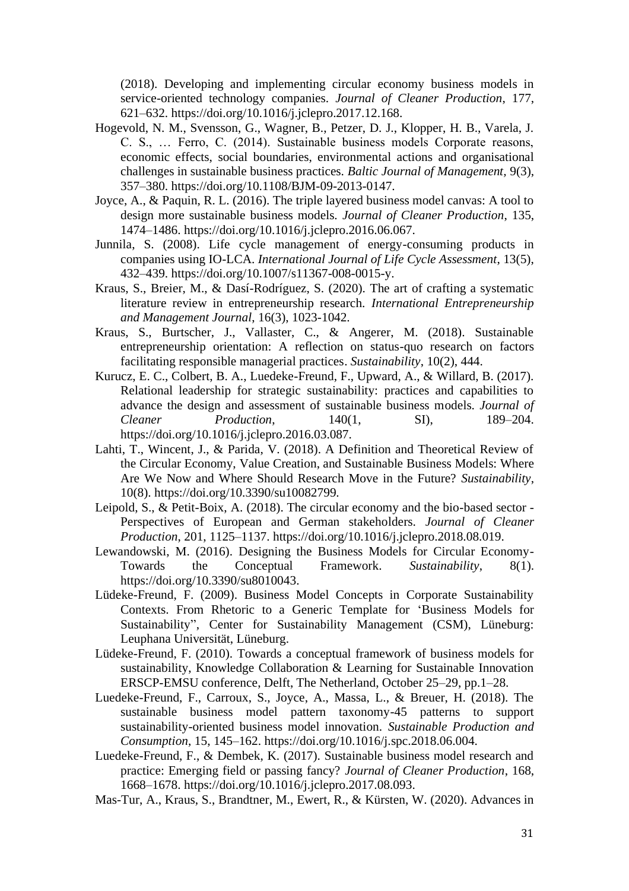(2018). Developing and implementing circular economy business models in service-oriented technology companies. *Journal of Cleaner Production*, 177, 621–632. https://doi.org/10.1016/j.jclepro.2017.12.168.

Hogevold, N. M., Svensson, G., Wagner, B., Petzer, D. J., Klopper, H. B., Varela, J. C. S., … Ferro, C. (2014). Sustainable business models Corporate reasons, economic effects, social boundaries, environmental actions and organisational challenges in sustainable business practices. *Baltic Journal of Management*, 9(3), 357–380. https://doi.org/10.1108/BJM-09-2013-0147.

Joyce, A., & Paquin, R. L. (2016). The triple layered business model canvas: A tool to design more sustainable business models. *Journal of Cleaner Production*, 135, 1474–1486. https://doi.org/10.1016/j.jclepro.2016.06.067.

Junnila, S. (2008). Life cycle management of energy-consuming products in companies using IO-LCA. *International Journal of Life Cycle Assessment*, 13(5), 432–439. https://doi.org/10.1007/s11367-008-0015-y.

Kraus, S., Breier, M., & Dasí-Rodríguez, S. (2020). The art of crafting a systematic literature review in entrepreneurship research. *International Entrepreneurship and Management Journal*, 16(3), 1023-1042.

Kraus, S., Burtscher, J., Vallaster, C., & Angerer, M. (2018). Sustainable entrepreneurship orientation: A reflection on status-quo research on factors facilitating responsible managerial practices. *Sustainability*, 10(2), 444.

Kurucz, E. C., Colbert, B. A., Luedeke-Freund, F., Upward, A., & Willard, B. (2017). Relational leadership for strategic sustainability: practices and capabilities to advance the design and assessment of sustainable business models. *Journal of Cleaner Production*, 140(1, SI), 189–204. https://doi.org/10.1016/j.jclepro.2016.03.087.

Lahti, T., Wincent, J., & Parida, V. (2018). A Definition and Theoretical Review of the Circular Economy, Value Creation, and Sustainable Business Models: Where Are We Now and Where Should Research Move in the Future? *Sustainability*, 10(8). https://doi.org/10.3390/su10082799.

Leipold, S., & Petit-Boix, A. (2018). The circular economy and the bio-based sector - Perspectives of European and German stakeholders. *Journal of Cleaner Production*, 201, 1125–1137. https://doi.org/10.1016/j.jclepro.2018.08.019.

Lewandowski, M. (2016). Designing the Business Models for Circular Economy-Towards the Conceptual Framework. *Sustainability*, 8(1). https://doi.org/10.3390/su8010043.

Lüdeke-Freund, F. (2009). Business Model Concepts in Corporate Sustainability Contexts. From Rhetoric to a Generic Template for 'Business Models for Sustainability", Center for Sustainability Management (CSM), Lüneburg: Leuphana Universität, Lüneburg.

Lüdeke-Freund, F. (2010). Towards a conceptual framework of business models for sustainability, Knowledge Collaboration & Learning for Sustainable Innovation ERSCP-EMSU conference, Delft, The Netherland, October 25–29, pp.1–28.

Luedeke-Freund, F., Carroux, S., Joyce, A., Massa, L., & Breuer, H. (2018). The sustainable business model pattern taxonomy-45 patterns to support sustainability-oriented business model innovation. *Sustainable Production and Consumption*, 15, 145–162. https://doi.org/10.1016/j.spc.2018.06.004.

Luedeke-Freund, F., & Dembek, K. (2017). Sustainable business model research and practice: Emerging field or passing fancy? *Journal of Cleaner Production*, 168, 1668–1678. https://doi.org/10.1016/j.jclepro.2017.08.093.

Mas-Tur, A., Kraus, S., Brandtner, M., Ewert, R., & Kürsten, W. (2020). Advances in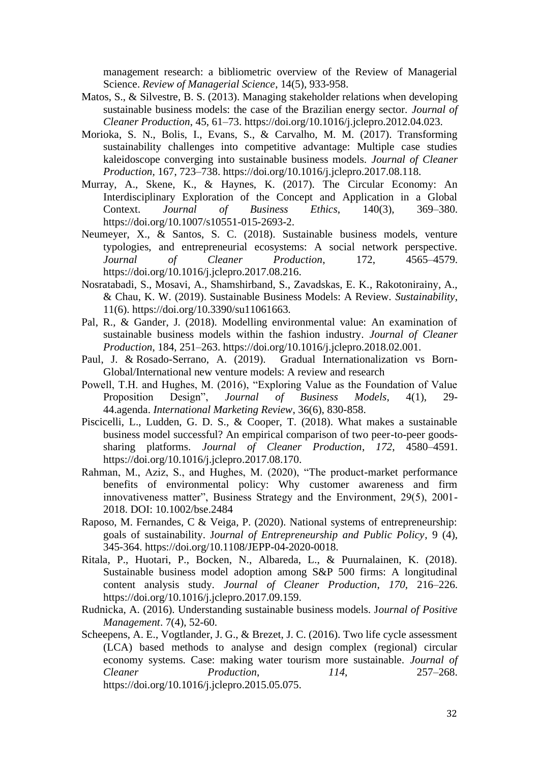management research: a bibliometric overview of the Review of Managerial Science. *Review of Managerial Science*, 14(5), 933-958.

Matos, S., & Silvestre, B. S. (2013). Managing stakeholder relations when developing sustainable business models: the case of the Brazilian energy sector. *Journal of Cleaner Production*, 45, 61–73. https://doi.org/10.1016/j.jclepro.2012.04.023.

Morioka, S. N., Bolis, I., Evans, S., & Carvalho, M. M. (2017). Transforming sustainability challenges into competitive advantage: Multiple case studies kaleidoscope converging into sustainable business models. *Journal of Cleaner Production*, 167, 723–738. https://doi.org/10.1016/j.jclepro.2017.08.118.

Murray, A., Skene, K., & Haynes, K. (2017). The Circular Economy: An Interdisciplinary Exploration of the Concept and Application in a Global Context. *Journal of Business Ethics*, 140(3), 369–380. https://doi.org/10.1007/s10551-015-2693-2.

Neumeyer, X., & Santos, S. C. (2018). Sustainable business models, venture typologies, and entrepreneurial ecosystems: A social network perspective. *Journal of Cleaner Production*, 172, 4565–4579. https://doi.org/10.1016/j.jclepro.2017.08.216.

Nosratabadi, S., Mosavi, A., Shamshirband, S., Zavadskas, E. K., Rakotonirainy, A., & Chau, K. W. (2019). Sustainable Business Models: A Review. *Sustainability*, 11(6). https://doi.org/10.3390/su11061663.

Pal, R., & Gander, J. (2018). Modelling environmental value: An examination of sustainable business models within the fashion industry. *Journal of Cleaner Production*, 184, 251–263. https://doi.org/10.1016/j.jclepro.2018.02.001.

Paul, J. & Rosado-Serrano, A. (2019). Gradual Internationalization vs Born-Global/International new venture models: A review and research

Powell, T.H. and Hughes, M. (2016), "Exploring Value as the Foundation of Value Proposition Design", *Journal of Business Models*, 4(1), 29-44.agenda. *International Marketing Review*, 36(6), 830-858.

Piscicelli, L., Ludden, G. D. S., & Cooper, T. (2018). What makes a sustainable business model successful? An empirical comparison of two peer-to-peer goods-sharing platforms. *Journal of Cleaner Production*, *172*, 4580–4591. https://doi.org/10.1016/j.jclepro.2017.08.170.

Rahman, M., Aziz, S., and Hughes, M. (2020), "The product-market performance benefits of environmental policy: Why customer awareness and firm innovativeness matter", Business Strategy and the Environment, 29(5), 2001-2018. DOI: 10.1002/bse.2484

Raposo, M. Fernandes, C & Veiga, P. (2020). National systems of entrepreneurship: goals of sustainability. *Journal of Entrepreneurship and Public Policy*, 9 (4), 345-364. https://doi.org/10.1108/JEPP-04-2020-0018.

Ritala, P., Huotari, P., Bocken, N., Albareda, L., & Puurnalainen, K. (2018). Sustainable business model adoption among S&P 500 firms: A longitudinal content analysis study. *Journal of Cleaner Production*, *170*, 216–226. https://doi.org/10.1016/j.jclepro.2017.09.159.

Rudnicka, A. (2016). Understanding sustainable business models. *Journal of Positive Management*. 7(4), 52-60.

Scheepens, A. E., Vogtlander, J. G., & Brezet, J. C. (2016). Two life cycle assessment (LCA) based methods to analyse and design complex (regional) circular economy systems. Case: making water tourism more sustainable. *Journal of Cleaner Production*, *114*, 257–268. https://doi.org/10.1016/j.jclepro.2015.05.075.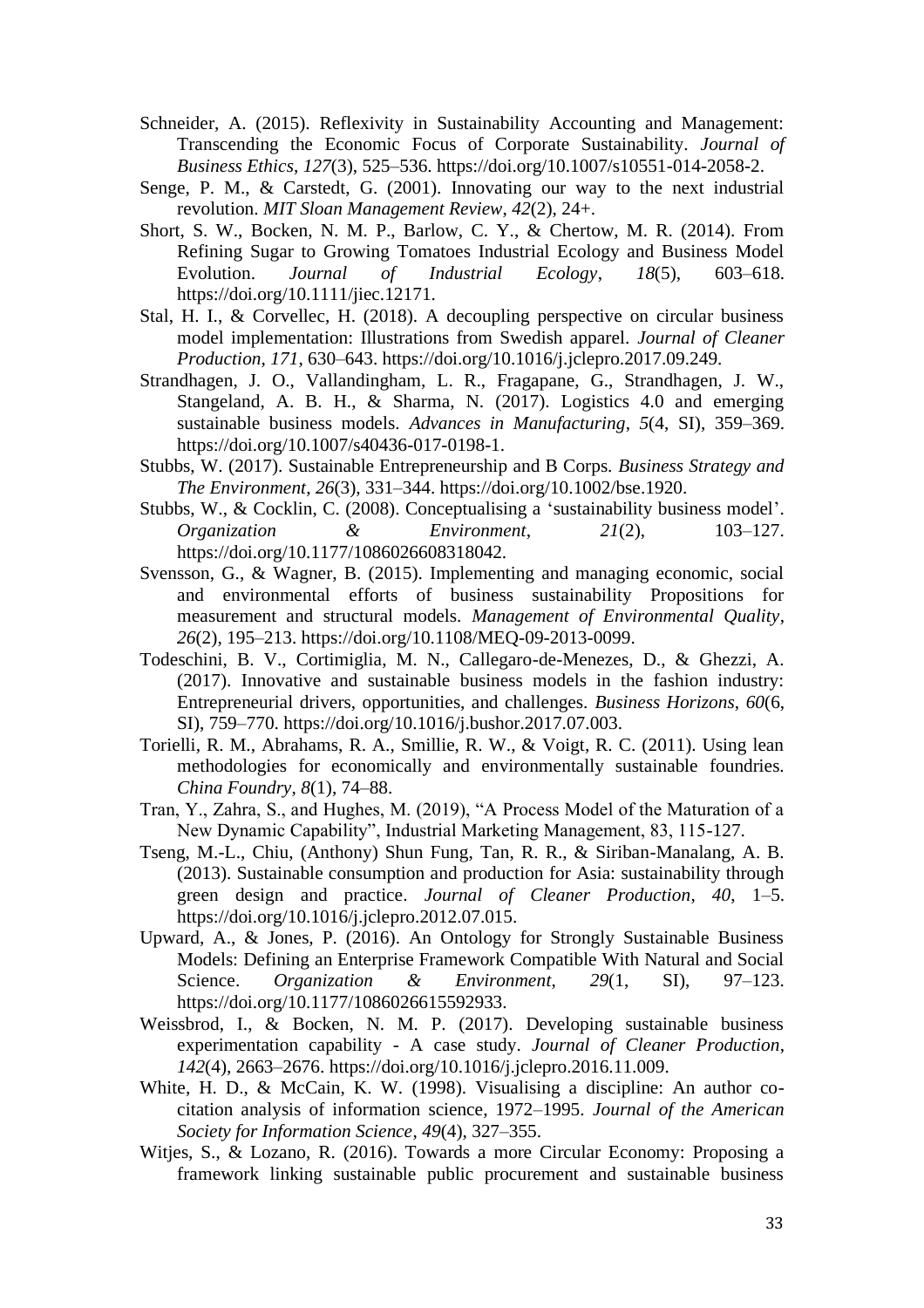Schneider, A. (2015). Reflexivity in Sustainability Accounting and Management: Transcending the Economic Focus of Corporate Sustainability. *Journal of Business Ethics*, *127*(3), 525–536. https://doi.org/10.1007/s10551-014-2058-2.

Senge, P. M., & Carstedt, G. (2001). Innovating our way to the next industrial revolution. *MIT Sloan Management Review*, *42*(2), 24+.

Short, S. W., Bocken, N. M. P., Barlow, C. Y., & Chertow, M. R. (2014). From Refining Sugar to Growing Tomatoes Industrial Ecology and Business Model Evolution. *Journal of Industrial Ecology*, *18*(5), 603–618. https://doi.org/10.1111/jiec.12171.

Stal, H. I., & Corvellec, H. (2018). A decoupling perspective on circular business model implementation: Illustrations from Swedish apparel. *Journal of Cleaner Production*, *171*, 630–643. https://doi.org/10.1016/j.jclepro.2017.09.249.

Strandhagen, J. O., Vallandingham, L. R., Fragapane, G., Strandhagen, J. W., Stangeland, A. B. H., & Sharma, N. (2017). Logistics 4.0 and emerging sustainable business models. *Advances in Manufacturing*, *5*(4, SI), 359–369. https://doi.org/10.1007/s40436-017-0198-1.

Stubbs, W. (2017). Sustainable Entrepreneurship and B Corps. *Business Strategy and The Environment*, *26*(3), 331–344. https://doi.org/10.1002/bse.1920.

Stubbs, W., & Cocklin, C. (2008). Conceptualising a 'sustainability business model'. *Organization & Environment*, *21*(2), 103–127. https://doi.org/10.1177/1086026608318042.

Svensson, G., & Wagner, B. (2015). Implementing and managing economic, social and environmental efforts of business sustainability Propositions for measurement and structural models. *Management of Environmental Quality*, *26*(2), 195–213. https://doi.org/10.1108/MEQ-09-2013-0099.

Todeschini, B. V., Cortimiglia, M. N., Callegaro-de-Menezes, D., & Ghezzi, A. (2017). Innovative and sustainable business models in the fashion industry: Entrepreneurial drivers, opportunities, and challenges. *Business Horizons*, *60*(6, SI), 759–770. https://doi.org/10.1016/j.bushor.2017.07.003.

Torielli, R. M., Abrahams, R. A., Smillie, R. W., & Voigt, R. C. (2011). Using lean methodologies for economically and environmentally sustainable foundries. *China Foundry*, *8*(1), 74–88.

Tran, Y., Zahra, S., and Hughes, M. (2019), "A Process Model of the Maturation of a New Dynamic Capability", Industrial Marketing Management, 83, 115-127.

Tseng, M.-L., Chiu, (Anthony) Shun Fung, Tan, R. R., & Siriban-Manalang, A. B. (2013). Sustainable consumption and production for Asia: sustainability through green design and practice. *Journal of Cleaner Production*, *40*, 1–5. https://doi.org/10.1016/j.jclepro.2012.07.015.

Upward, A., & Jones, P. (2016). An Ontology for Strongly Sustainable Business Models: Defining an Enterprise Framework Compatible With Natural and Social Science. *Organization & Environment*, *29*(1, SI), 97–123. https://doi.org/10.1177/1086026615592933.

Weissbrod, I., & Bocken, N. M. P. (2017). Developing sustainable business experimentation capability - A case study. *Journal of Cleaner Production*, *142*(4), 2663–2676. https://doi.org/10.1016/j.jclepro.2016.11.009.

White, H. D., & McCain, K. W. (1998). Visualising a discipline: An author co-citation analysis of information science, 1972–1995. *Journal of the American Society for Information Science*, *49*(4), 327–355.

Witjes, S., & Lozano, R. (2016). Towards a more Circular Economy: Proposing a framework linking sustainable public procurement and sustainable business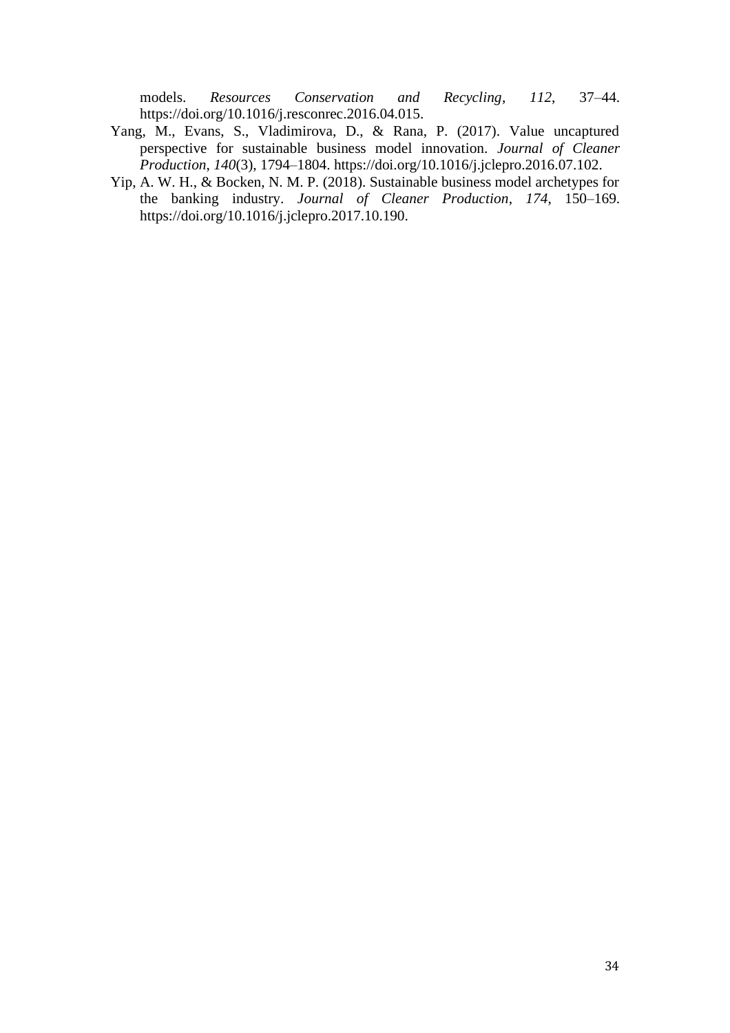models. *Resources Conservation and Recycling*, *112*, 37–44. https://doi.org/10.1016/j.resconrec.2016.04.015.

Yang, M., Evans, S., Vladimirova, D., & Rana, P. (2017). Value uncaptured perspective for sustainable business model innovation. *Journal of Cleaner Production*, *140*(3), 1794–1804. https://doi.org/10.1016/j.jclepro.2016.07.102.

Yip, A. W. H., & Bocken, N. M. P. (2018). Sustainable business model archetypes for the banking industry. *Journal of Cleaner Production*, *174*, 150–169. https://doi.org/10.1016/j.jclepro.2017.10.190.